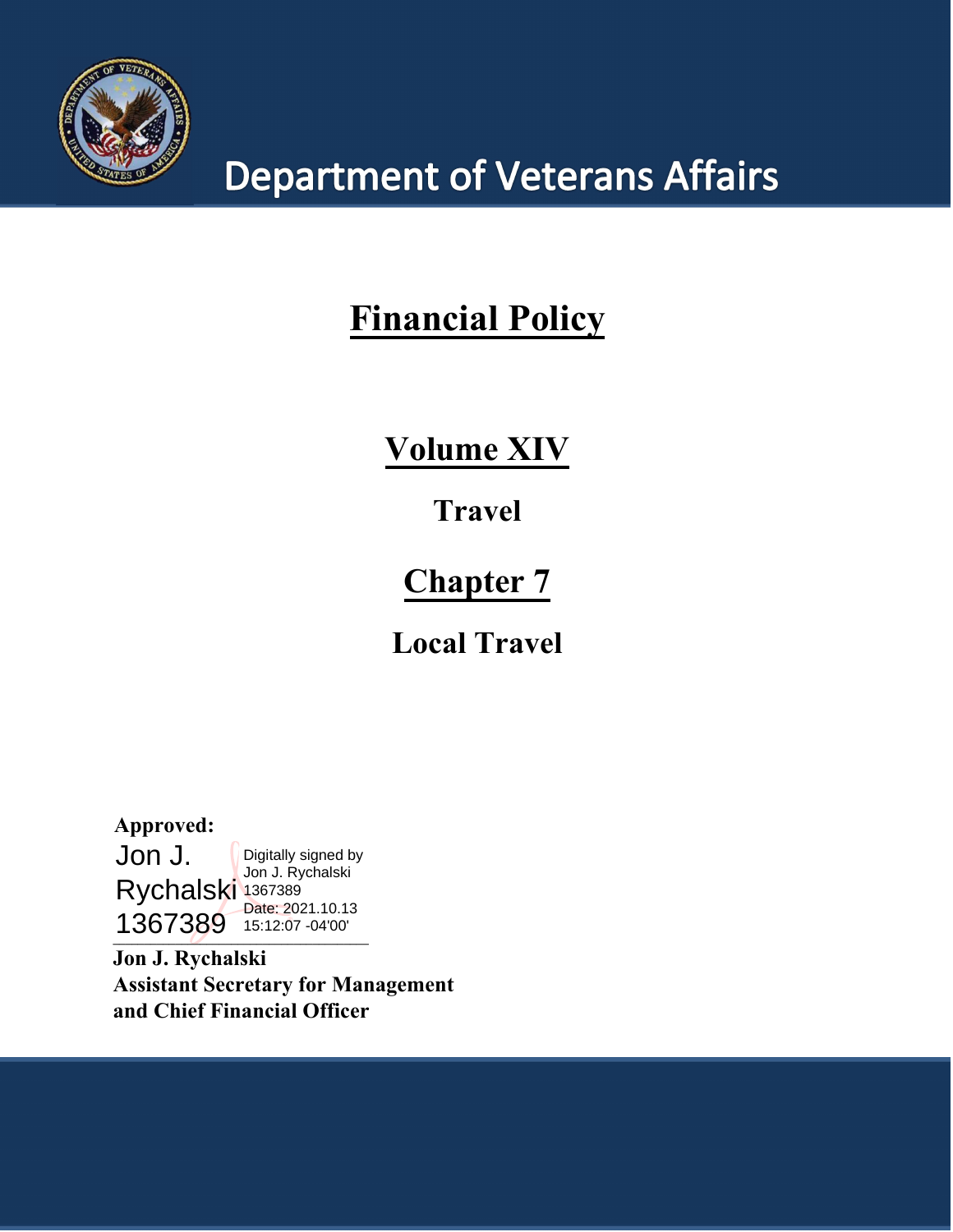# Department of Veterans Affairs

# Financial Policy

## Volume XIV

**Travel**

## Chapter 7

**Local Travel**

**Approved:**

Jon J. Rychalski 1367389

Digitally signed by Jon J. Rychalski 1367389
Date: 2021.10.13 15:12:07 -04'00'

**Jon J. Rychalski**
**Assistant Secretary for Management and Chief Financial Officer**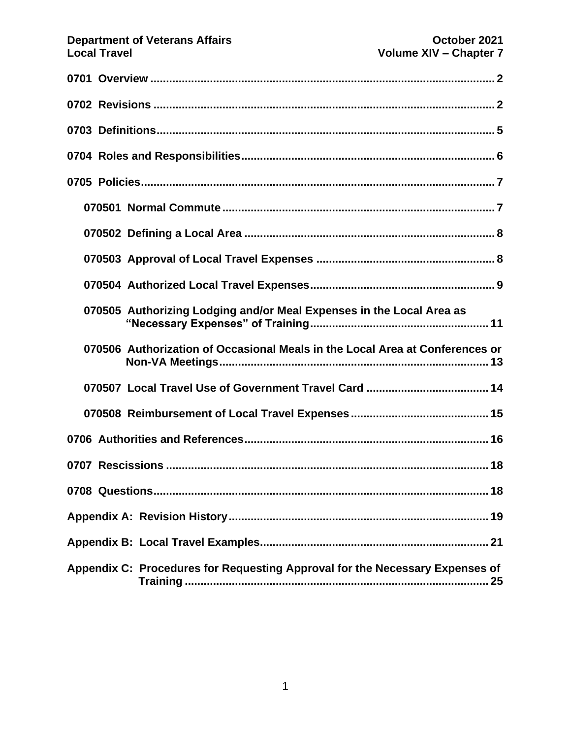0701 Overview ....... 2

0702 Revisions ....... 2

0703 Definitions ....... 5

0704 Roles and Responsibilities ....... 6

0705 Policies ....... 7

- 070501 Normal Commute ....... 7
- 070502 Defining a Local Area ....... 8
- 070503 Approval of Local Travel Expenses ....... 8
- 070504 Authorized Local Travel Expenses ....... 9
- 070505 Authorizing Lodging and/or Meal Expenses in the Local Area as "Necessary Expenses" of Training ....... 11
- 070506 Authorization of Occasional Meals in the Local Area at Conferences or Non-VA Meetings ....... 13
- 070507 Local Travel Use of Government Travel Card ....... 14
- 070508 Reimbursement of Local Travel Expenses ....... 15

0706 Authorities and References ....... 16

0707 Rescissions ....... 18

0708 Questions ....... 18

Appendix A: Revision History ....... 19

Appendix B: Local Travel Examples ....... 21

Appendix C: Procedures for Requesting Approval for the Necessary Expenses of Training ....... 25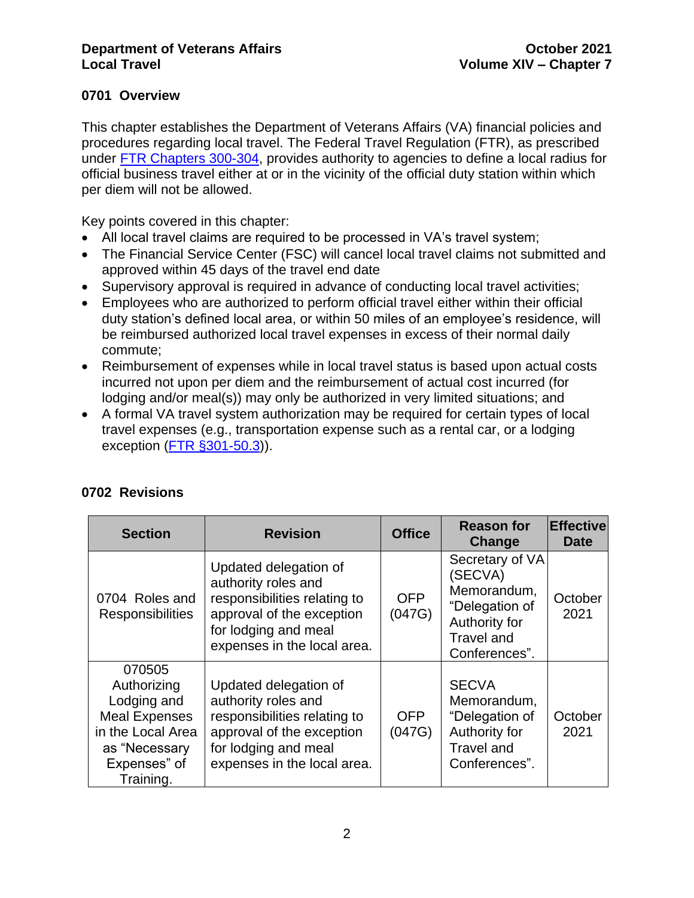## 0701 Overview

This chapter establishes the Department of Veterans Affairs (VA) financial policies and procedures regarding local travel. The Federal Travel Regulation (FTR), as prescribed under [FTR Chapters 300-304](), provides authority to agencies to define a local radius for official business travel either at or in the vicinity of the official duty station within which per diem will not be allowed.

Key points covered in this chapter:

- All local travel claims are required to be processed in VA's travel system;
- The Financial Service Center (FSC) will cancel local travel claims not submitted and approved within 45 days of the travel end date
- Supervisory approval is required in advance of conducting local travel activities;
- Employees who are authorized to perform official travel either within their official duty station's defined local area, or within 50 miles of an employee's residence, will be reimbursed authorized local travel expenses in excess of their normal daily commute;
- Reimbursement of expenses while in local travel status is based upon actual costs incurred not upon per diem and the reimbursement of actual cost incurred (for lodging and/or meal(s)) may only be authorized in very limited situations; and
- A formal VA travel system authorization may be required for certain types of local travel expenses (e.g., transportation expense such as a rental car, or a lodging exception ([FTR §301-50.3]())).

## 0702 Revisions

| Section | Revision | Office | Reason for Change | Effective Date |
|---|---|---|---|---|
| 0704 Roles and Responsibilities | Updated delegation of authority roles and responsibilities relating to approval of the exception for lodging and meal expenses in the local area. | OFP (047G) | Secretary of VA (SECVA) Memorandum, "Delegation of Authority for Travel and Conferences". | October 2021 |
| 070505 Authorizing Lodging and Meal Expenses in the Local Area as "Necessary Expenses" of Training. | Updated delegation of authority roles and responsibilities relating to approval of the exception for lodging and meal expenses in the local area. | OFP (047G) | SECVA Memorandum, "Delegation of Authority for Travel and Conferences". | October 2021 |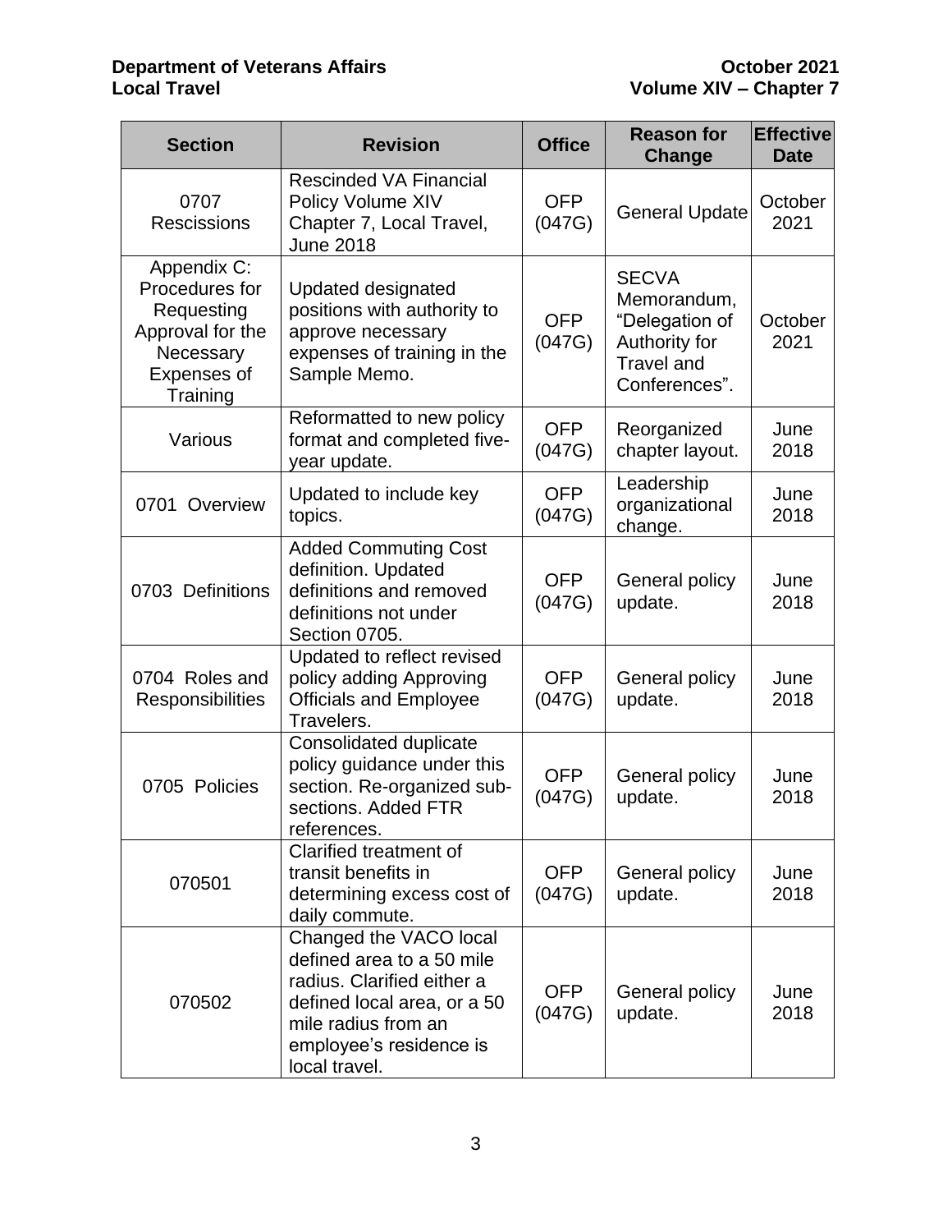| Section | Revision | Office | Reason for Change | Effective Date |
|---|---|---|---|---|
| 0707 Rescissions | Rescinded VA Financial Policy Volume XIV Chapter 7, Local Travel, June 2018 | OFP (047G) | General Update | October 2021 |
| Appendix C: Procedures for Requesting Approval for the Necessary Expenses of Training | Updated designated positions with authority to approve necessary expenses of training in the Sample Memo. | OFP (047G) | SECVA Memorandum, "Delegation of Authority for Travel and Conferences". | October 2021 |
| Various | Reformatted to new policy format and completed five-year update. | OFP (047G) | Reorganized chapter layout. | June 2018 |
| 0701 Overview | Updated to include key topics. | OFP (047G) | Leadership organizational change. | June 2018 |
| 0703 Definitions | Added Commuting Cost definition. Updated definitions and removed definitions not under Section 0705. | OFP (047G) | General policy update. | June 2018 |
| 0704 Roles and Responsibilities | Updated to reflect revised policy adding Approving Officials and Employee Travelers. | OFP (047G) | General policy update. | June 2018 |
| 0705 Policies | Consolidated duplicate policy guidance under this section. Re-organized sub-sections. Added FTR references. | OFP (047G) | General policy update. | June 2018 |
| 070501 | Clarified treatment of transit benefits in determining excess cost of daily commute. | OFP (047G) | General policy update. | June 2018 |
| 070502 | Changed the VACO local defined area to a 50 mile radius. Clarified either a defined local area, or a 50 mile radius from an employee's residence is local travel. | OFP (047G) | General policy update. | June 2018 |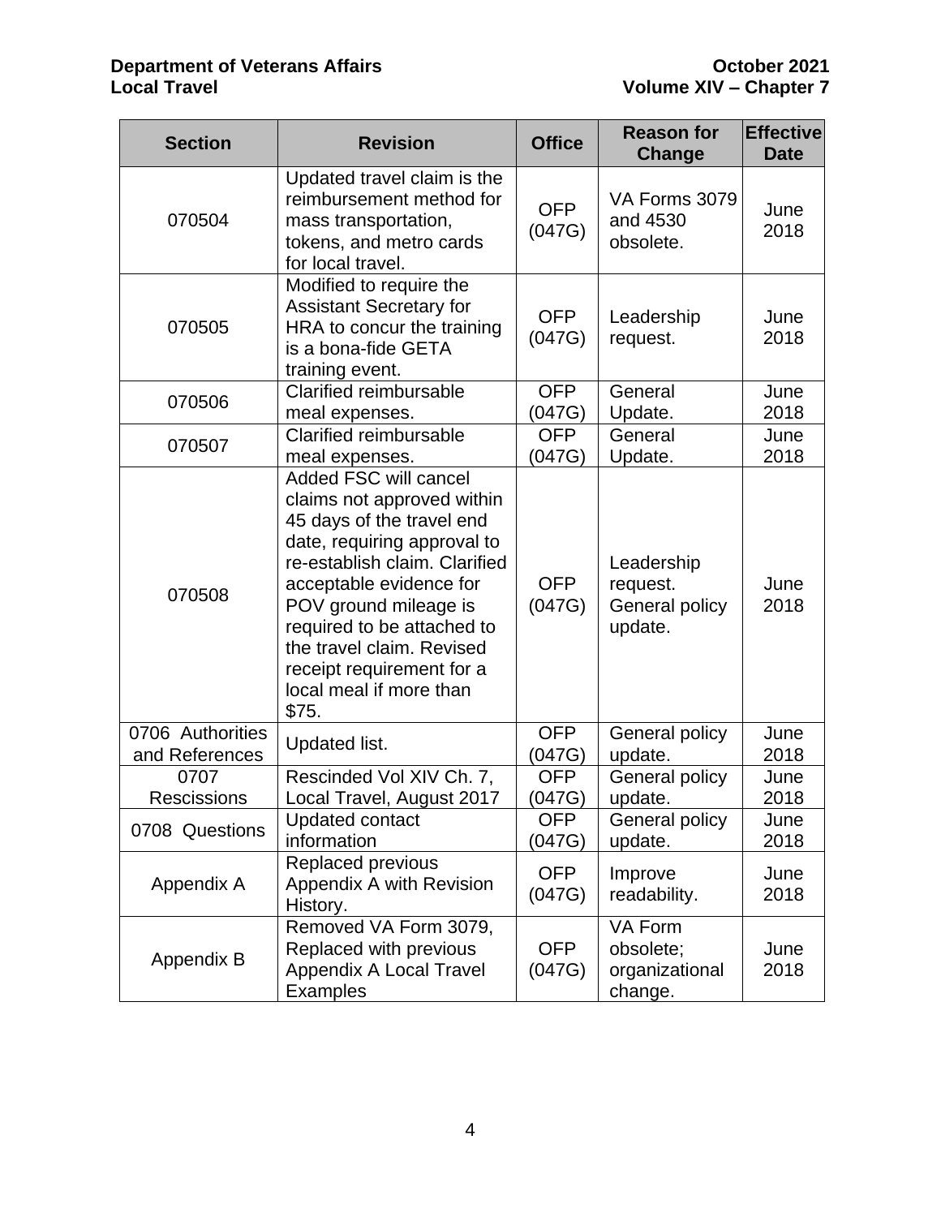| Section | Revision | Office | Reason for Change | Effective Date |
| --- | --- | --- | --- | --- |
| 070504 | Updated travel claim is the reimbursement method for mass transportation, tokens, and metro cards for local travel. | OFP (047G) | VA Forms 3079 and 4530 obsolete. | June 2018 |
| 070505 | Modified to require the Assistant Secretary for HRA to concur the training is a bona-fide GETA training event. | OFP (047G) | Leadership request. | June 2018 |
| 070506 | Clarified reimbursable meal expenses. | OFP (047G) | General Update. | June 2018 |
| 070507 | Clarified reimbursable meal expenses. | OFP (047G) | General Update. | June 2018 |
| 070508 | Added FSC will cancel claims not approved within 45 days of the travel end date, requiring approval to re-establish claim. Clarified acceptable evidence for POV ground mileage is required to be attached to the travel claim. Revised receipt requirement for a local meal if more than $75. | OFP (047G) | Leadership request. General policy update. | June 2018 |
| 0706 Authorities and References | Updated list. | OFP (047G) | General policy update. | June 2018 |
| 0707 Rescissions | Rescinded Vol XIV Ch. 7, Local Travel, August 2017 | OFP (047G) | General policy update. | June 2018 |
| 0708 Questions | Updated contact information | OFP (047G) | General policy update. | June 2018 |
| Appendix A | Replaced previous Appendix A with Revision History. | OFP (047G) | Improve readability. | June 2018 |
| Appendix B | Removed VA Form 3079, Replaced with previous Appendix A Local Travel Examples | OFP (047G) | VA Form obsolete; organizational change. | June 2018 |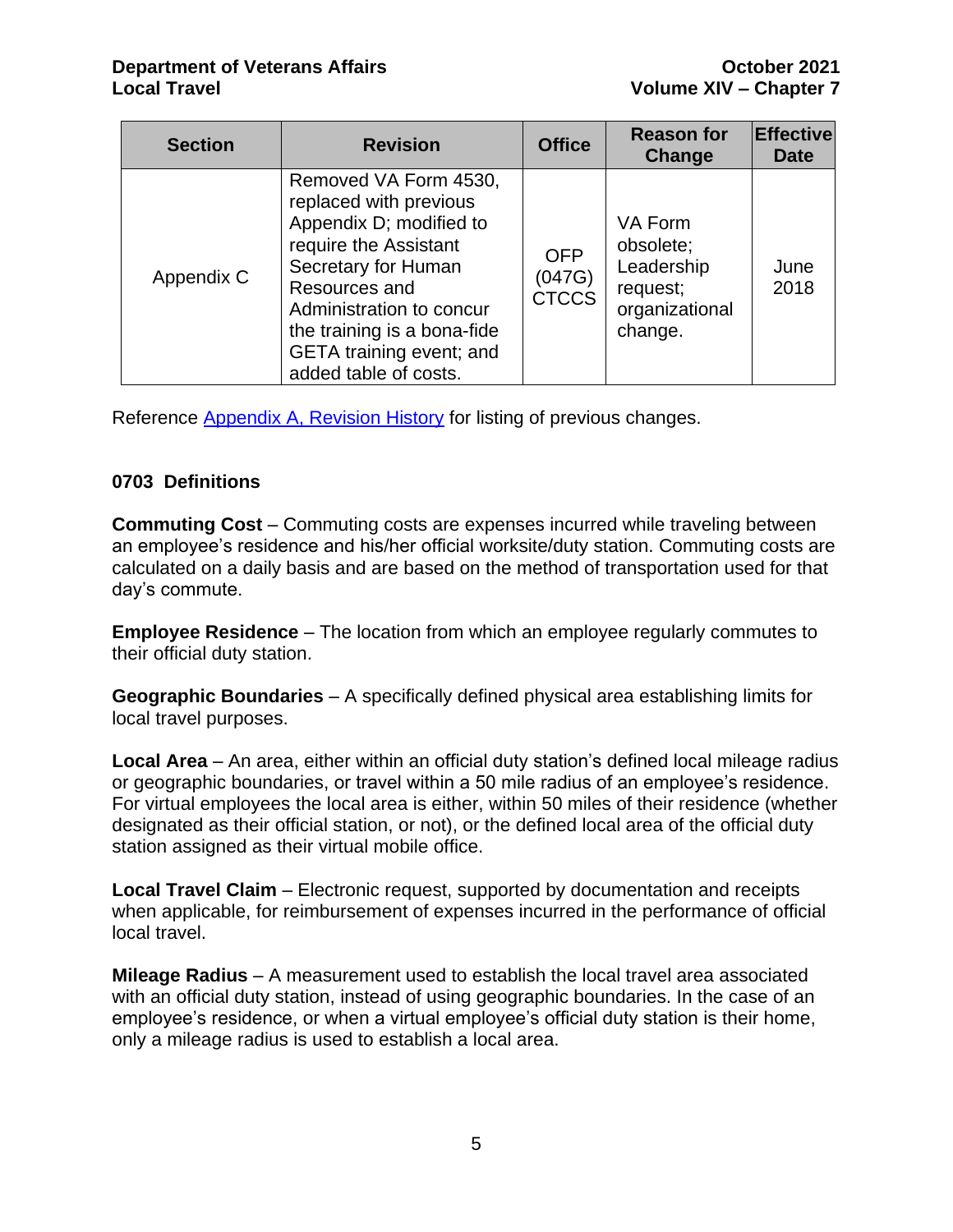| Section | Revision | Office | Reason for Change | Effective Date |
|---|---|---|---|---|
| Appendix C | Removed VA Form 4530, replaced with previous Appendix D; modified to require the Assistant Secretary for Human Resources and Administration to concur the training is a bona-fide GETA training event; and added table of costs. | OFP (047G) CTCCS | VA Form obsolete; Leadership request; organizational change. | June 2018 |

Reference Appendix A, Revision History for listing of previous changes.

## 0703 Definitions

**Commuting Cost** – Commuting costs are expenses incurred while traveling between an employee's residence and his/her official worksite/duty station. Commuting costs are calculated on a daily basis and are based on the method of transportation used for that day's commute.

**Employee Residence** – The location from which an employee regularly commutes to their official duty station.

**Geographic Boundaries** – A specifically defined physical area establishing limits for local travel purposes.

**Local Area** – An area, either within an official duty station's defined local mileage radius or geographic boundaries, or travel within a 50 mile radius of an employee's residence. For virtual employees the local area is either, within 50 miles of their residence (whether designated as their official station, or not), or the defined local area of the official duty station assigned as their virtual mobile office.

**Local Travel Claim** – Electronic request, supported by documentation and receipts when applicable, for reimbursement of expenses incurred in the performance of official local travel.

**Mileage Radius** – A measurement used to establish the local travel area associated with an official duty station, instead of using geographic boundaries. In the case of an employee's residence, or when a virtual employee's official duty station is their home, only a mileage radius is used to establish a local area.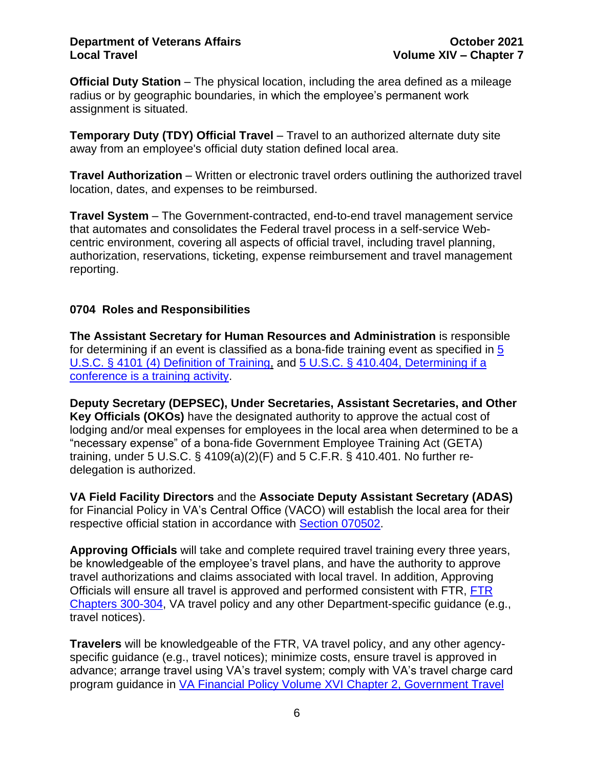**Official Duty Station** – The physical location, including the area defined as a mileage radius or by geographic boundaries, in which the employee's permanent work assignment is situated.

**Temporary Duty (TDY) Official Travel** – Travel to an authorized alternate duty site away from an employee's official duty station defined local area.

**Travel Authorization** – Written or electronic travel orders outlining the authorized travel location, dates, and expenses to be reimbursed.

**Travel System** – The Government-contracted, end-to-end travel management service that automates and consolidates the Federal travel process in a self-service Web-centric environment, covering all aspects of official travel, including travel planning, authorization, reservations, ticketing, expense reimbursement and travel management reporting.

## 0704 Roles and Responsibilities

**The Assistant Secretary for Human Resources and Administration** is responsible for determining if an event is classified as a bona-fide training event as specified in 5 U.S.C. § 4101 (4) Definition of Training, and 5 U.S.C. § 410.404, Determining if a conference is a training activity.

**Deputy Secretary (DEPSEC), Under Secretaries, Assistant Secretaries, and Other Key Officials (OKOs)** have the designated authority to approve the actual cost of lodging and/or meal expenses for employees in the local area when determined to be a "necessary expense" of a bona-fide Government Employee Training Act (GETA) training, under 5 U.S.C. § 4109(a)(2)(F) and 5 C.F.R. § 410.401. No further re-delegation is authorized.

**VA Field Facility Directors** and the **Associate Deputy Assistant Secretary (ADAS)** for Financial Policy in VA's Central Office (VACO) will establish the local area for their respective official station in accordance with Section 070502.

**Approving Officials** will take and complete required travel training every three years, be knowledgeable of the employee's travel plans, and have the authority to approve travel authorizations and claims associated with local travel. In addition, Approving Officials will ensure all travel is approved and performed consistent with FTR, FTR Chapters 300-304, VA travel policy and any other Department-specific guidance (e.g., travel notices).

**Travelers** will be knowledgeable of the FTR, VA travel policy, and any other agency-specific guidance (e.g., travel notices); minimize costs, ensure travel is approved in advance; arrange travel using VA's travel system; comply with VA's travel charge card program guidance in VA Financial Policy Volume XVI Chapter 2, Government Travel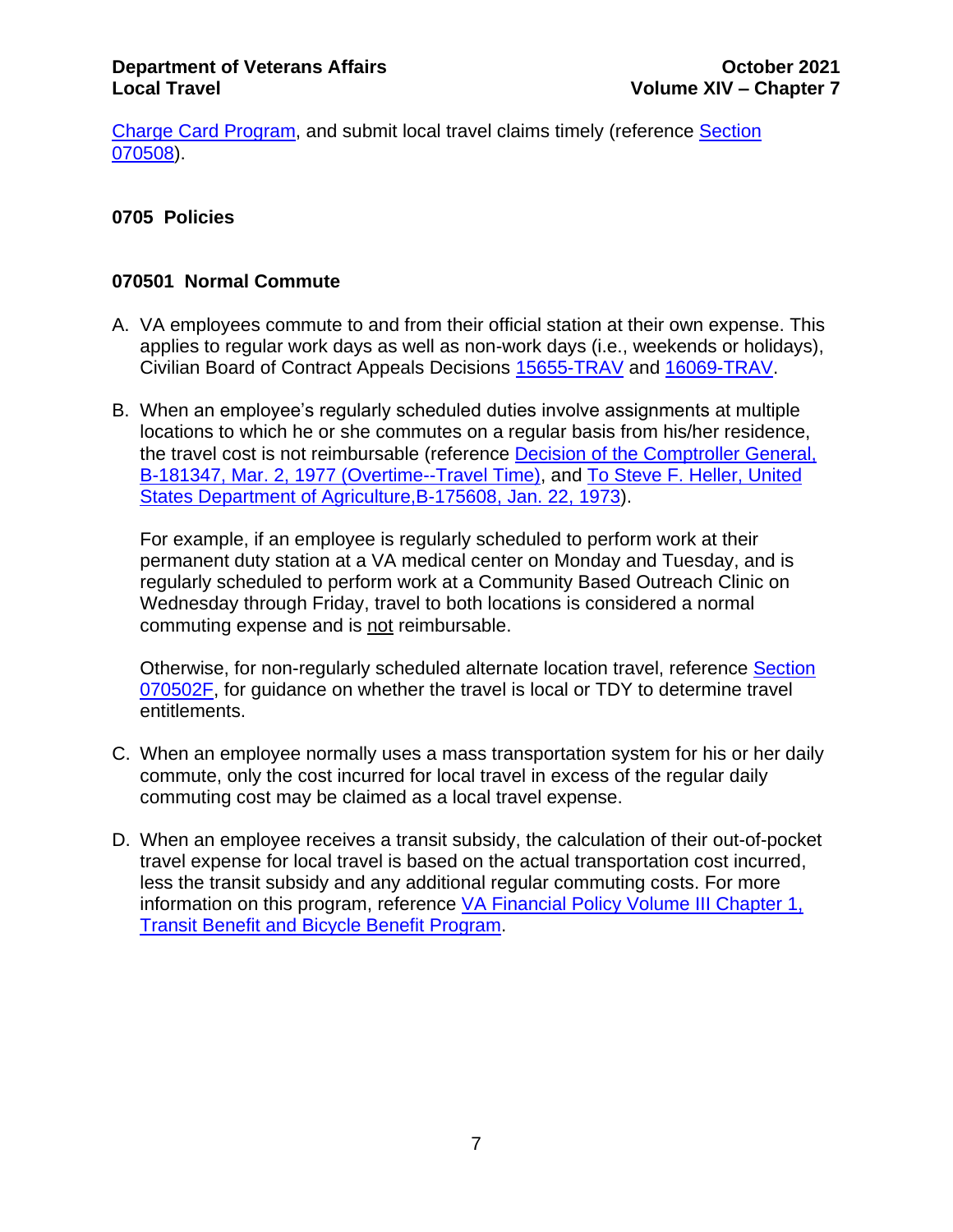Charge Card Program, and submit local travel claims timely (reference Section 070508).

## 0705 Policies

### 070501 Normal Commute

A. VA employees commute to and from their official station at their own expense. This applies to regular work days as well as non-work days (i.e., weekends or holidays), Civilian Board of Contract Appeals Decisions 15655-TRAV and 16069-TRAV.

B. When an employee's regularly scheduled duties involve assignments at multiple locations to which he or she commutes on a regular basis from his/her residence, the travel cost is not reimbursable (reference Decision of the Comptroller General, B-181347, Mar. 2, 1977 (Overtime--Travel Time), and To Steve F. Heller, United States Department of Agriculture,B-175608, Jan. 22, 1973).

   For example, if an employee is regularly scheduled to perform work at their permanent duty station at a VA medical center on Monday and Tuesday, and is regularly scheduled to perform work at a Community Based Outreach Clinic on Wednesday through Friday, travel to both locations is considered a normal commuting expense and is <u>not</u> reimbursable.

   Otherwise, for non-regularly scheduled alternate location travel, reference Section 070502F, for guidance on whether the travel is local or TDY to determine travel entitlements.

C. When an employee normally uses a mass transportation system for his or her daily commute, only the cost incurred for local travel in excess of the regular daily commuting cost may be claimed as a local travel expense.

D. When an employee receives a transit subsidy, the calculation of their out-of-pocket travel expense for local travel is based on the actual transportation cost incurred, less the transit subsidy and any additional regular commuting costs. For more information on this program, reference VA Financial Policy Volume III Chapter 1, Transit Benefit and Bicycle Benefit Program.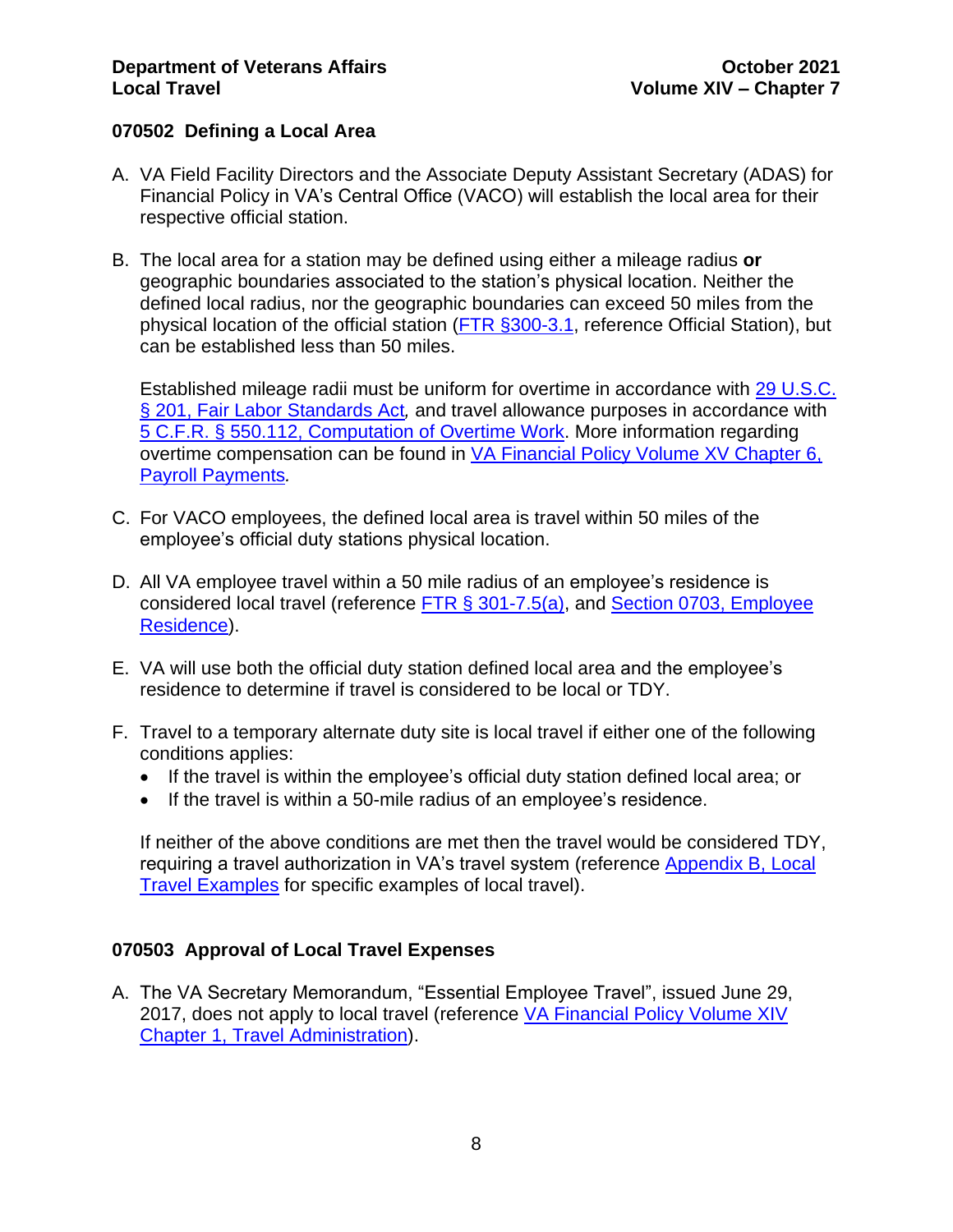## 070502 Defining a Local Area

A. VA Field Facility Directors and the Associate Deputy Assistant Secretary (ADAS) for Financial Policy in VA's Central Office (VACO) will establish the local area for their respective official station.

B. The local area for a station may be defined using either a mileage radius **or** geographic boundaries associated to the station's physical location. Neither the defined local radius, nor the geographic boundaries can exceed 50 miles from the physical location of the official station (FTR §300-3.1, reference Official Station), but can be established less than 50 miles.

   Established mileage radii must be uniform for overtime in accordance with 29 U.S.C. § 201, Fair Labor Standards Act*,* and travel allowance purposes in accordance with 5 C.F.R. § 550.112, Computation of Overtime Work. More information regarding overtime compensation can be found in VA Financial Policy Volume XV Chapter 6, Payroll Payments*.*

C. For VACO employees, the defined local area is travel within 50 miles of the employee's official duty stations physical location.

D. All VA employee travel within a 50 mile radius of an employee's residence is considered local travel (reference FTR § 301-7.5(a), and Section 0703, Employee Residence).

E. VA will use both the official duty station defined local area and the employee's residence to determine if travel is considered to be local or TDY.

F. Travel to a temporary alternate duty site is local travel if either one of the following conditions applies:
   - If the travel is within the employee's official duty station defined local area; or
   - If the travel is within a 50-mile radius of an employee's residence.

   If neither of the above conditions are met then the travel would be considered TDY, requiring a travel authorization in VA's travel system (reference Appendix B, Local Travel Examples for specific examples of local travel).

## 070503 Approval of Local Travel Expenses

A. The VA Secretary Memorandum, "Essential Employee Travel", issued June 29, 2017, does not apply to local travel (reference VA Financial Policy Volume XIV Chapter 1, Travel Administration).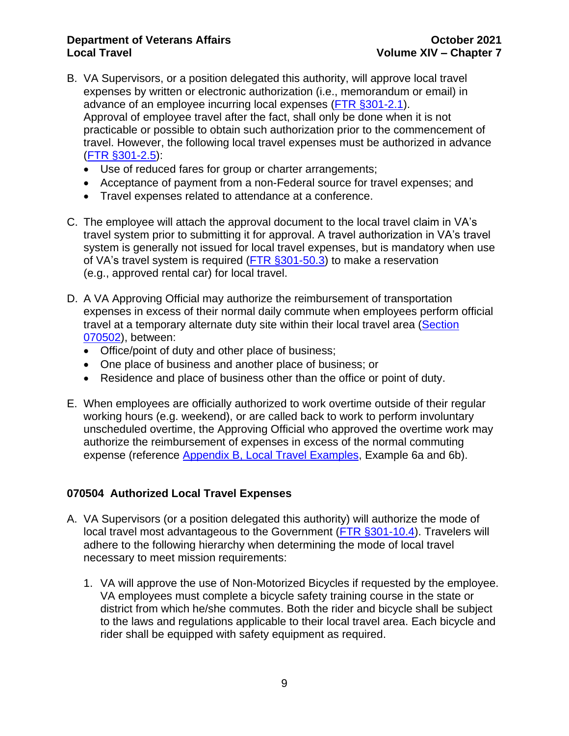B. VA Supervisors, or a position delegated this authority, will approve local travel expenses by written or electronic authorization (i.e., memorandum or email) in advance of an employee incurring local expenses (FTR §301-2.1). Approval of employee travel after the fact, shall only be done when it is not practicable or possible to obtain such authorization prior to the commencement of travel. However, the following local travel expenses must be authorized in advance (FTR §301-2.5):
   - Use of reduced fares for group or charter arrangements;
   - Acceptance of payment from a non-Federal source for travel expenses; and
   - Travel expenses related to attendance at a conference.

C. The employee will attach the approval document to the local travel claim in VA's travel system prior to submitting it for approval. A travel authorization in VA's travel system is generally not issued for local travel expenses, but is mandatory when use of VA's travel system is required (FTR §301-50.3) to make a reservation (e.g., approved rental car) for local travel.

D. A VA Approving Official may authorize the reimbursement of transportation expenses in excess of their normal daily commute when employees perform official travel at a temporary alternate duty site within their local travel area (Section 070502), between:
   - Office/point of duty and other place of business;
   - One place of business and another place of business; or
   - Residence and place of business other than the office or point of duty.

E. When employees are officially authorized to work overtime outside of their regular working hours (e.g. weekend), or are called back to work to perform involuntary unscheduled overtime, the Approving Official who approved the overtime work may authorize the reimbursement of expenses in excess of the normal commuting expense (reference Appendix B, Local Travel Examples, Example 6a and 6b).

## 070504 Authorized Local Travel Expenses

A. VA Supervisors (or a position delegated this authority) will authorize the mode of local travel most advantageous to the Government (FTR §301-10.4). Travelers will adhere to the following hierarchy when determining the mode of local travel necessary to meet mission requirements:

   1. VA will approve the use of Non-Motorized Bicycles if requested by the employee. VA employees must complete a bicycle safety training course in the state or district from which he/she commutes. Both the rider and bicycle shall be subject to the laws and regulations applicable to their local travel area. Each bicycle and rider shall be equipped with safety equipment as required.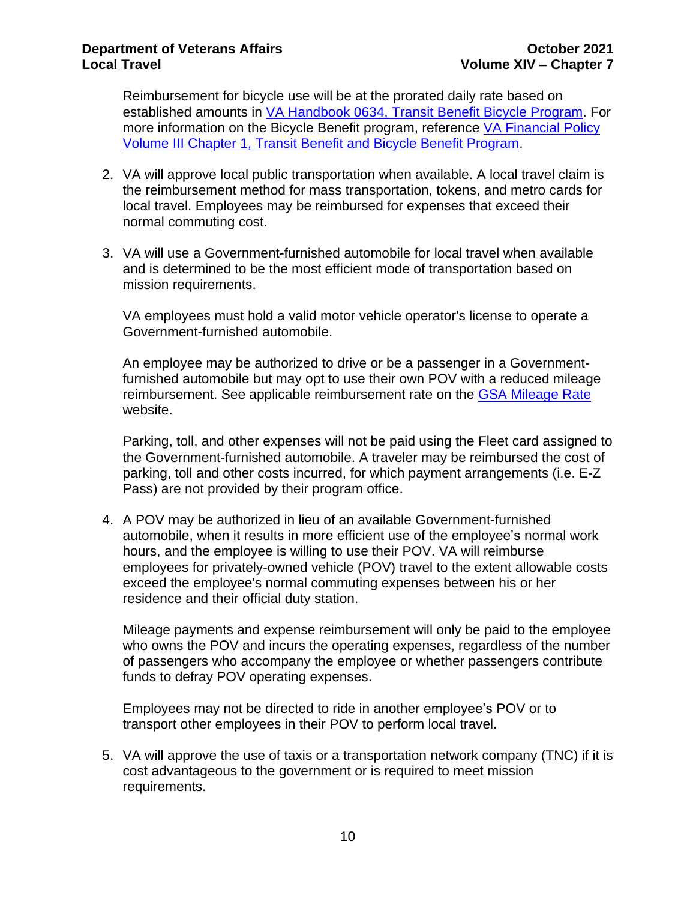Reimbursement for bicycle use will be at the prorated daily rate based on established amounts in [VA Handbook 0634, Transit Benefit Bicycle Program](). For more information on the Bicycle Benefit program, reference [VA Financial Policy Volume III Chapter 1, Transit Benefit and Bicycle Benefit Program]().

2. VA will approve local public transportation when available. A local travel claim is the reimbursement method for mass transportation, tokens, and metro cards for local travel. Employees may be reimbursed for expenses that exceed their normal commuting cost.

3. VA will use a Government-furnished automobile for local travel when available and is determined to be the most efficient mode of transportation based on mission requirements.

   VA employees must hold a valid motor vehicle operator's license to operate a Government-furnished automobile.

   An employee may be authorized to drive or be a passenger in a Government-furnished automobile but may opt to use their own POV with a reduced mileage reimbursement. See applicable reimbursement rate on the [GSA Mileage Rate]() website.

   Parking, toll, and other expenses will not be paid using the Fleet card assigned to the Government-furnished automobile. A traveler may be reimbursed the cost of parking, toll and other costs incurred, for which payment arrangements (i.e. E-Z Pass) are not provided by their program office.

4. A POV may be authorized in lieu of an available Government-furnished automobile, when it results in more efficient use of the employee's normal work hours, and the employee is willing to use their POV. VA will reimburse employees for privately-owned vehicle (POV) travel to the extent allowable costs exceed the employee's normal commuting expenses between his or her residence and their official duty station.

   Mileage payments and expense reimbursement will only be paid to the employee who owns the POV and incurs the operating expenses, regardless of the number of passengers who accompany the employee or whether passengers contribute funds to defray POV operating expenses.

   Employees may not be directed to ride in another employee's POV or to transport other employees in their POV to perform local travel.

5. VA will approve the use of taxis or a transportation network company (TNC) if it is cost advantageous to the government or is required to meet mission requirements.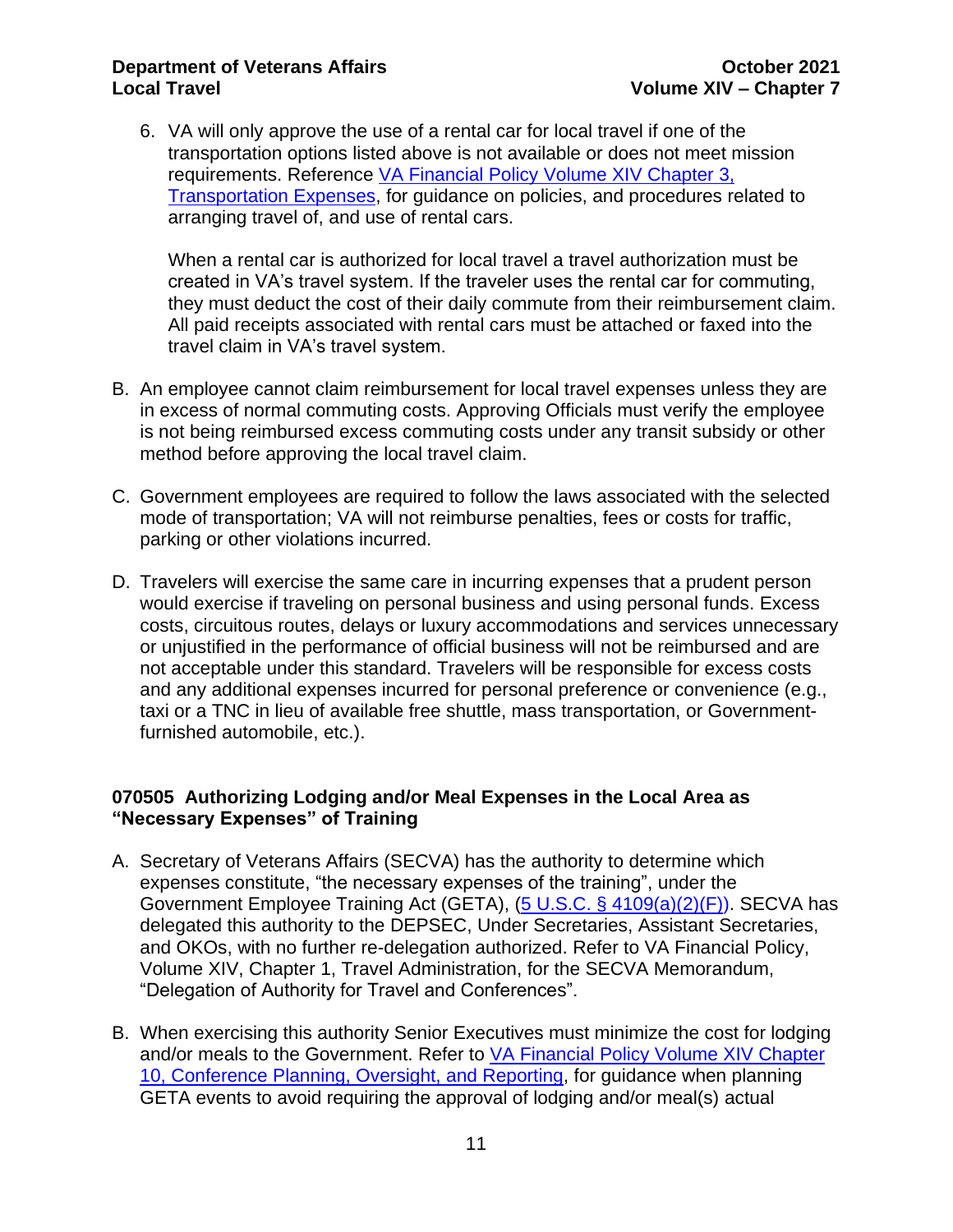6. VA will only approve the use of a rental car for local travel if one of the transportation options listed above is not available or does not meet mission requirements. Reference [VA Financial Policy Volume XIV Chapter 3, Transportation Expenses](), for guidance on policies, and procedures related to arranging travel of, and use of rental cars.

   When a rental car is authorized for local travel a travel authorization must be created in VA's travel system. If the traveler uses the rental car for commuting, they must deduct the cost of their daily commute from their reimbursement claim. All paid receipts associated with rental cars must be attached or faxed into the travel claim in VA's travel system.

B. An employee cannot claim reimbursement for local travel expenses unless they are in excess of normal commuting costs. Approving Officials must verify the employee is not being reimbursed excess commuting costs under any transit subsidy or other method before approving the local travel claim.

C. Government employees are required to follow the laws associated with the selected mode of transportation; VA will not reimburse penalties, fees or costs for traffic, parking or other violations incurred.

D. Travelers will exercise the same care in incurring expenses that a prudent person would exercise if traveling on personal business and using personal funds. Excess costs, circuitous routes, delays or luxury accommodations and services unnecessary or unjustified in the performance of official business will not be reimbursed and are not acceptable under this standard. Travelers will be responsible for excess costs and any additional expenses incurred for personal preference or convenience (e.g., taxi or a TNC in lieu of available free shuttle, mass transportation, or Government-furnished automobile, etc.).

### 070505 Authorizing Lodging and/or Meal Expenses in the Local Area as "Necessary Expenses" of Training

A. Secretary of Veterans Affairs (SECVA) has the authority to determine which expenses constitute, "the necessary expenses of the training", under the Government Employee Training Act (GETA), ([5 U.S.C. § 4109(a)(2)(F)]()). SECVA has delegated this authority to the DEPSEC, Under Secretaries, Assistant Secretaries, and OKOs, with no further re-delegation authorized. Refer to VA Financial Policy, Volume XIV, Chapter 1, Travel Administration, for the SECVA Memorandum, "Delegation of Authority for Travel and Conferences".

B. When exercising this authority Senior Executives must minimize the cost for lodging and/or meals to the Government. Refer to [VA Financial Policy Volume XIV Chapter 10, Conference Planning, Oversight, and Reporting](), for guidance when planning GETA events to avoid requiring the approval of lodging and/or meal(s) actual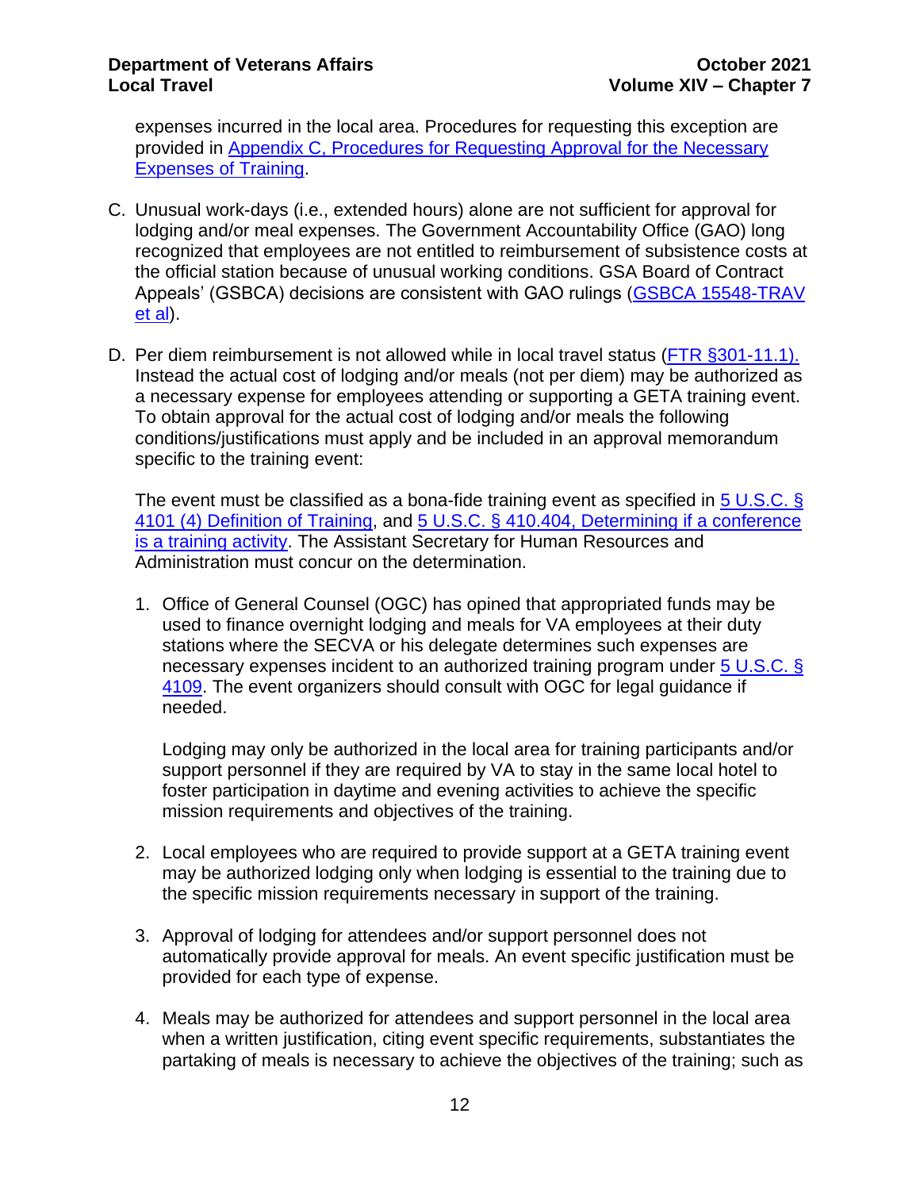expenses incurred in the local area. Procedures for requesting this exception are provided in [Appendix C, Procedures for Requesting Approval for the Necessary Expenses of Training](#).

C. Unusual work-days (i.e., extended hours) alone are not sufficient for approval for lodging and/or meal expenses. The Government Accountability Office (GAO) long recognized that employees are not entitled to reimbursement of subsistence costs at the official station because of unusual working conditions. GSA Board of Contract Appeals' (GSBCA) decisions are consistent with GAO rulings ([GSBCA 15548-TRAV et al](#)).

D. Per diem reimbursement is not allowed while in local travel status ([FTR §301-11.1).](#) Instead the actual cost of lodging and/or meals (not per diem) may be authorized as a necessary expense for employees attending or supporting a GETA training event. To obtain approval for the actual cost of lodging and/or meals the following conditions/justifications must apply and be included in an approval memorandum specific to the training event:

   The event must be classified as a bona-fide training event as specified in [5 U.S.C. § 4101 (4) Definition of Training](#), and [5 U.S.C. § 410.404, Determining if a conference is a training activity](#). The Assistant Secretary for Human Resources and Administration must concur on the determination.

   1. Office of General Counsel (OGC) has opined that appropriated funds may be used to finance overnight lodging and meals for VA employees at their duty stations where the SECVA or his delegate determines such expenses are necessary expenses incident to an authorized training program under [5 U.S.C. § 4109](#). The event organizers should consult with OGC for legal guidance if needed.

      Lodging may only be authorized in the local area for training participants and/or support personnel if they are required by VA to stay in the same local hotel to foster participation in daytime and evening activities to achieve the specific mission requirements and objectives of the training.

   2. Local employees who are required to provide support at a GETA training event may be authorized lodging only when lodging is essential to the training due to the specific mission requirements necessary in support of the training.

   3. Approval of lodging for attendees and/or support personnel does not automatically provide approval for meals. An event specific justification must be provided for each type of expense.

   4. Meals may be authorized for attendees and support personnel in the local area when a written justification, citing event specific requirements, substantiates the partaking of meals is necessary to achieve the objectives of the training; such as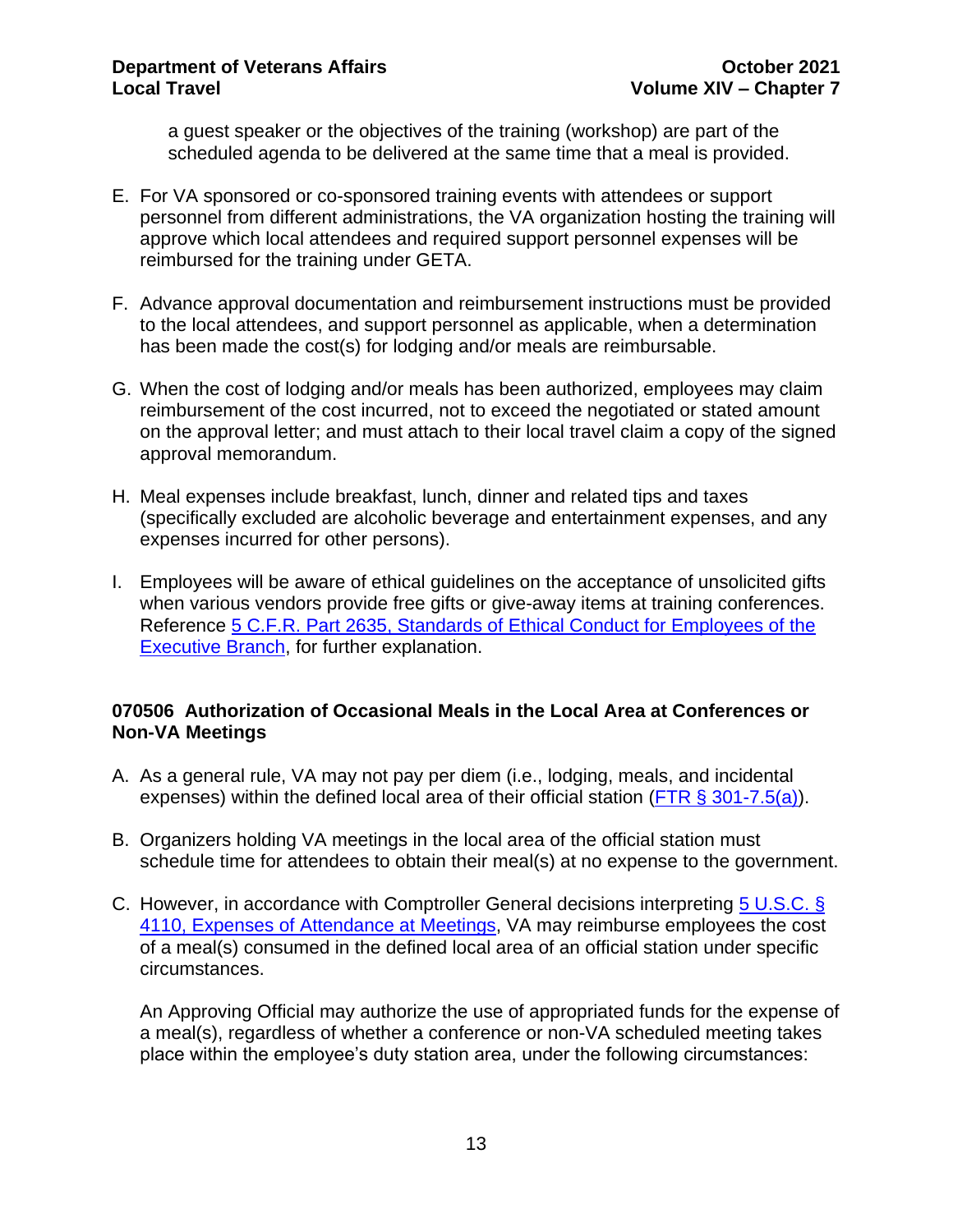a guest speaker or the objectives of the training (workshop) are part of the scheduled agenda to be delivered at the same time that a meal is provided.

E. For VA sponsored or co-sponsored training events with attendees or support personnel from different administrations, the VA organization hosting the training will approve which local attendees and required support personnel expenses will be reimbursed for the training under GETA.

F. Advance approval documentation and reimbursement instructions must be provided to the local attendees, and support personnel as applicable, when a determination has been made the cost(s) for lodging and/or meals are reimbursable.

G. When the cost of lodging and/or meals has been authorized, employees may claim reimbursement of the cost incurred, not to exceed the negotiated or stated amount on the approval letter; and must attach to their local travel claim a copy of the signed approval memorandum.

H. Meal expenses include breakfast, lunch, dinner and related tips and taxes (specifically excluded are alcoholic beverage and entertainment expenses, and any expenses incurred for other persons).

I. Employees will be aware of ethical guidelines on the acceptance of unsolicited gifts when various vendors provide free gifts or give-away items at training conferences. Reference 5 C.F.R. Part 2635, Standards of Ethical Conduct for Employees of the Executive Branch, for further explanation.

### 070506 Authorization of Occasional Meals in the Local Area at Conferences or Non-VA Meetings

A. As a general rule, VA may not pay per diem (i.e., lodging, meals, and incidental expenses) within the defined local area of their official station (FTR § 301-7.5(a)).

B. Organizers holding VA meetings in the local area of the official station must schedule time for attendees to obtain their meal(s) at no expense to the government.

C. However, in accordance with Comptroller General decisions interpreting 5 U.S.C. § 4110, Expenses of Attendance at Meetings, VA may reimburse employees the cost of a meal(s) consumed in the defined local area of an official station under specific circumstances.

   An Approving Official may authorize the use of appropriated funds for the expense of a meal(s), regardless of whether a conference or non-VA scheduled meeting takes place within the employee's duty station area, under the following circumstances: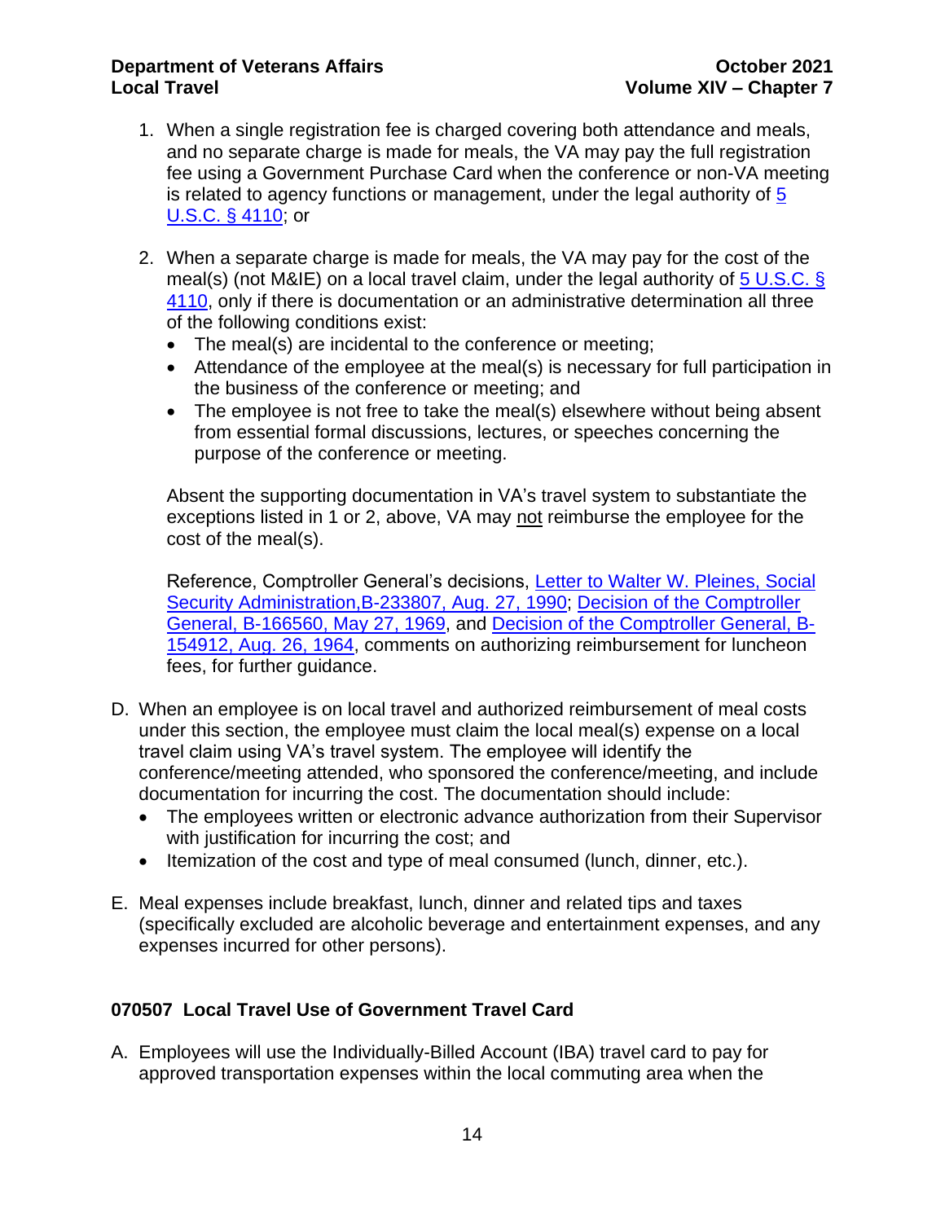1. When a single registration fee is charged covering both attendance and meals, and no separate charge is made for meals, the VA may pay the full registration fee using a Government Purchase Card when the conference or non-VA meeting is related to agency functions or management, under the legal authority of [5 U.S.C. § 4110](); or

2. When a separate charge is made for meals, the VA may pay for the cost of the meal(s) (not M&IE) on a local travel claim, under the legal authority of [5 U.S.C. § 4110](), only if there is documentation or an administrative determination all three of the following conditions exist:
   - The meal(s) are incidental to the conference or meeting;
   - Attendance of the employee at the meal(s) is necessary for full participation in the business of the conference or meeting; and
   - The employee is not free to take the meal(s) elsewhere without being absent from essential formal discussions, lectures, or speeches concerning the purpose of the conference or meeting.

   Absent the supporting documentation in VA's travel system to substantiate the exceptions listed in 1 or 2, above, VA may <u>not</u> reimburse the employee for the cost of the meal(s).

   Reference, Comptroller General's decisions, Letter to Walter W. Pleines, Social Security Administration,B-233807, Aug. 27, 1990; Decision of the Comptroller General, B-166560, May 27, 1969, and Decision of the Comptroller General, B-154912, Aug. 26, 1964, comments on authorizing reimbursement for luncheon fees, for further guidance.

D. When an employee is on local travel and authorized reimbursement of meal costs under this section, the employee must claim the local meal(s) expense on a local travel claim using VA's travel system. The employee will identify the conference/meeting attended, who sponsored the conference/meeting, and include documentation for incurring the cost. The documentation should include:
   - The employees written or electronic advance authorization from their Supervisor with justification for incurring the cost; and
   - Itemization of the cost and type of meal consumed (lunch, dinner, etc.).

E. Meal expenses include breakfast, lunch, dinner and related tips and taxes (specifically excluded are alcoholic beverage and entertainment expenses, and any expenses incurred for other persons).

### 070507 Local Travel Use of Government Travel Card

A. Employees will use the Individually-Billed Account (IBA) travel card to pay for approved transportation expenses within the local commuting area when the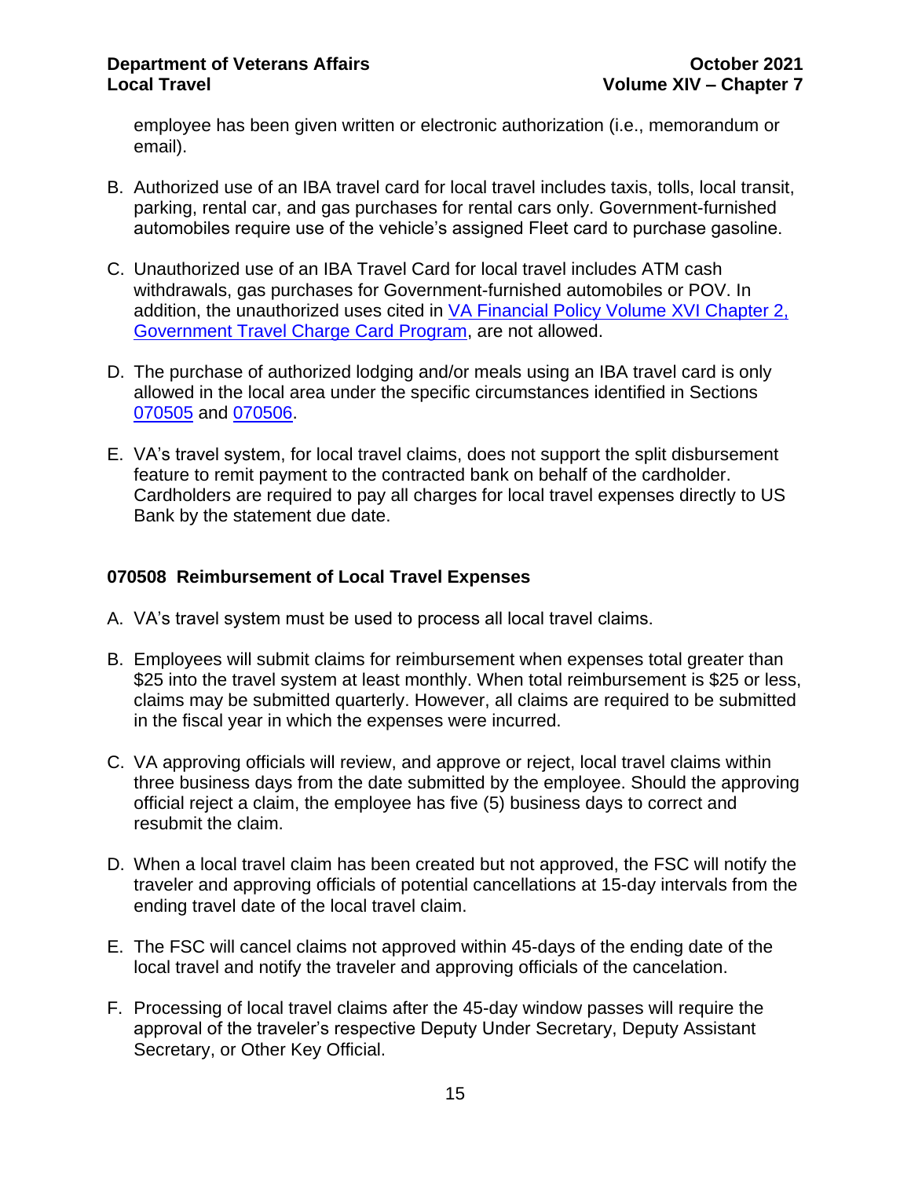employee has been given written or electronic authorization (i.e., memorandum or email).

B. Authorized use of an IBA travel card for local travel includes taxis, tolls, local transit, parking, rental car, and gas purchases for rental cars only. Government-furnished automobiles require use of the vehicle's assigned Fleet card to purchase gasoline.

C. Unauthorized use of an IBA Travel Card for local travel includes ATM cash withdrawals, gas purchases for Government-furnished automobiles or POV. In addition, the unauthorized uses cited in VA Financial Policy Volume XVI Chapter 2, Government Travel Charge Card Program, are not allowed.

D. The purchase of authorized lodging and/or meals using an IBA travel card is only allowed in the local area under the specific circumstances identified in Sections 070505 and 070506.

E. VA's travel system, for local travel claims, does not support the split disbursement feature to remit payment to the contracted bank on behalf of the cardholder. Cardholders are required to pay all charges for local travel expenses directly to US Bank by the statement due date.

### 070508 Reimbursement of Local Travel Expenses

A. VA's travel system must be used to process all local travel claims.

B. Employees will submit claims for reimbursement when expenses total greater than $25 into the travel system at least monthly. When total reimbursement is $25 or less, claims may be submitted quarterly. However, all claims are required to be submitted in the fiscal year in which the expenses were incurred.

C. VA approving officials will review, and approve or reject, local travel claims within three business days from the date submitted by the employee. Should the approving official reject a claim, the employee has five (5) business days to correct and resubmit the claim.

D. When a local travel claim has been created but not approved, the FSC will notify the traveler and approving officials of potential cancellations at 15-day intervals from the ending travel date of the local travel claim.

E. The FSC will cancel claims not approved within 45-days of the ending date of the local travel and notify the traveler and approving officials of the cancelation.

F. Processing of local travel claims after the 45-day window passes will require the approval of the traveler's respective Deputy Under Secretary, Deputy Assistant Secretary, or Other Key Official.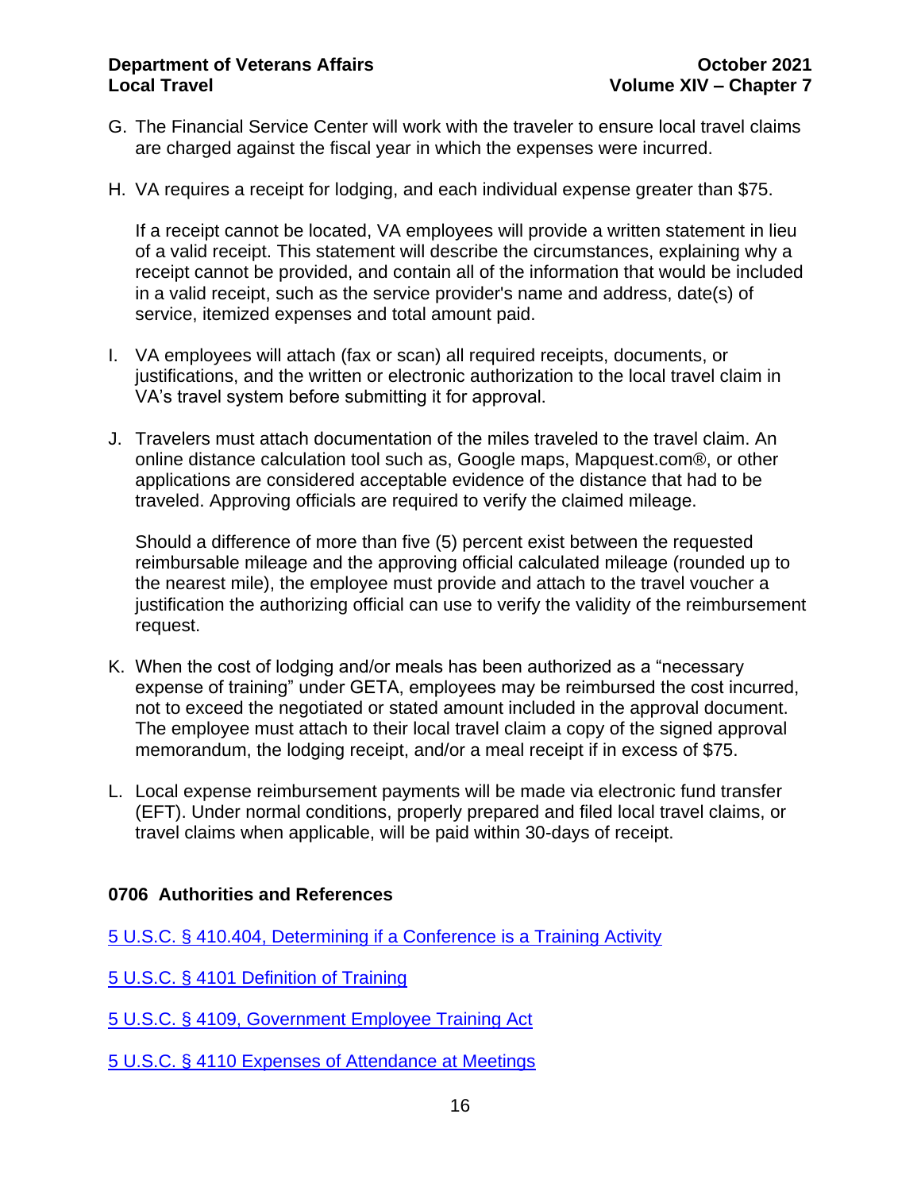G. The Financial Service Center will work with the traveler to ensure local travel claims are charged against the fiscal year in which the expenses were incurred.

H. VA requires a receipt for lodging, and each individual expense greater than $75.

   If a receipt cannot be located, VA employees will provide a written statement in lieu of a valid receipt. This statement will describe the circumstances, explaining why a receipt cannot be provided, and contain all of the information that would be included in a valid receipt, such as the service provider's name and address, date(s) of service, itemized expenses and total amount paid.

I. VA employees will attach (fax or scan) all required receipts, documents, or justifications, and the written or electronic authorization to the local travel claim in VA's travel system before submitting it for approval.

J. Travelers must attach documentation of the miles traveled to the travel claim. An online distance calculation tool such as, Google maps, Mapquest.com®, or other applications are considered acceptable evidence of the distance that had to be traveled. Approving officials are required to verify the claimed mileage.

   Should a difference of more than five (5) percent exist between the requested reimbursable mileage and the approving official calculated mileage (rounded up to the nearest mile), the employee must provide and attach to the travel voucher a justification the authorizing official can use to verify the validity of the reimbursement request.

K. When the cost of lodging and/or meals has been authorized as a "necessary expense of training" under GETA, employees may be reimbursed the cost incurred, not to exceed the negotiated or stated amount included in the approval document. The employee must attach to their local travel claim a copy of the signed approval memorandum, the lodging receipt, and/or a meal receipt if in excess of $75.

L. Local expense reimbursement payments will be made via electronic fund transfer (EFT). Under normal conditions, properly prepared and filed local travel claims, or travel claims when applicable, will be paid within 30-days of receipt.

## 0706 Authorities and References

5 U.S.C. § 410.404, Determining if a Conference is a Training Activity

5 U.S.C. § 4101 Definition of Training

5 U.S.C. § 4109, Government Employee Training Act

5 U.S.C. § 4110 Expenses of Attendance at Meetings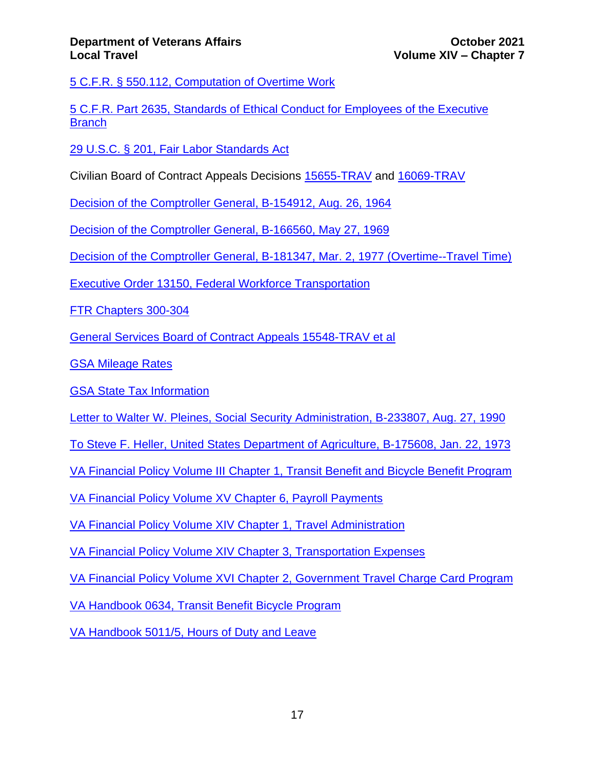5 C.F.R. § 550.112, Computation of Overtime Work

5 C.F.R. Part 2635, Standards of Ethical Conduct for Employees of the Executive Branch

29 U.S.C. § 201, Fair Labor Standards Act

Civilian Board of Contract Appeals Decisions 15655-TRAV and 16069-TRAV

Decision of the Comptroller General, B-154912, Aug. 26, 1964

Decision of the Comptroller General, B-166560, May 27, 1969

Decision of the Comptroller General, B-181347, Mar. 2, 1977 (Overtime--Travel Time)

Executive Order 13150, Federal Workforce Transportation

FTR Chapters 300-304

General Services Board of Contract Appeals 15548-TRAV et al

GSA Mileage Rates

GSA State Tax Information

Letter to Walter W. Pleines, Social Security Administration, B-233807, Aug. 27, 1990

To Steve F. Heller, United States Department of Agriculture, B-175608, Jan. 22, 1973

VA Financial Policy Volume III Chapter 1, Transit Benefit and Bicycle Benefit Program

VA Financial Policy Volume XV Chapter 6, Payroll Payments

VA Financial Policy Volume XIV Chapter 1, Travel Administration

VA Financial Policy Volume XIV Chapter 3, Transportation Expenses

VA Financial Policy Volume XVI Chapter 2, Government Travel Charge Card Program

VA Handbook 0634, Transit Benefit Bicycle Program

VA Handbook 5011/5, Hours of Duty and Leave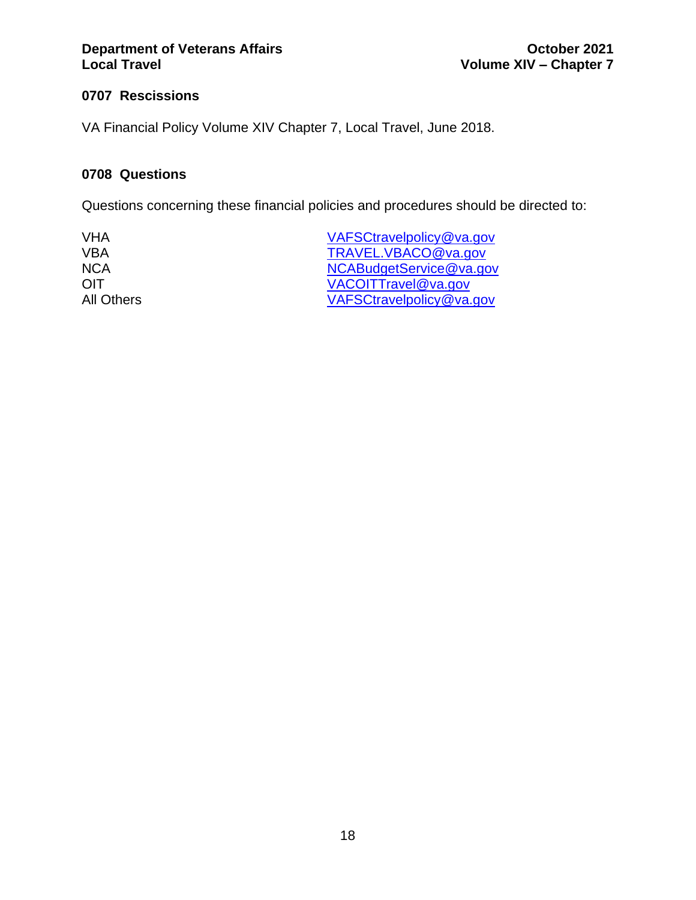## 0707 Rescissions

VA Financial Policy Volume XIV Chapter 7, Local Travel, June 2018.

## 0708 Questions

Questions concerning these financial policies and procedures should be directed to:

| | |
|---|---|
| VHA | VAFSCtravelpolicy@va.gov |
| VBA | TRAVEL.VBACO@va.gov |
| NCA | NCABudgetService@va.gov |
| OIT | VACOITTravel@va.gov |
| All Others | VAFSCtravelpolicy@va.gov |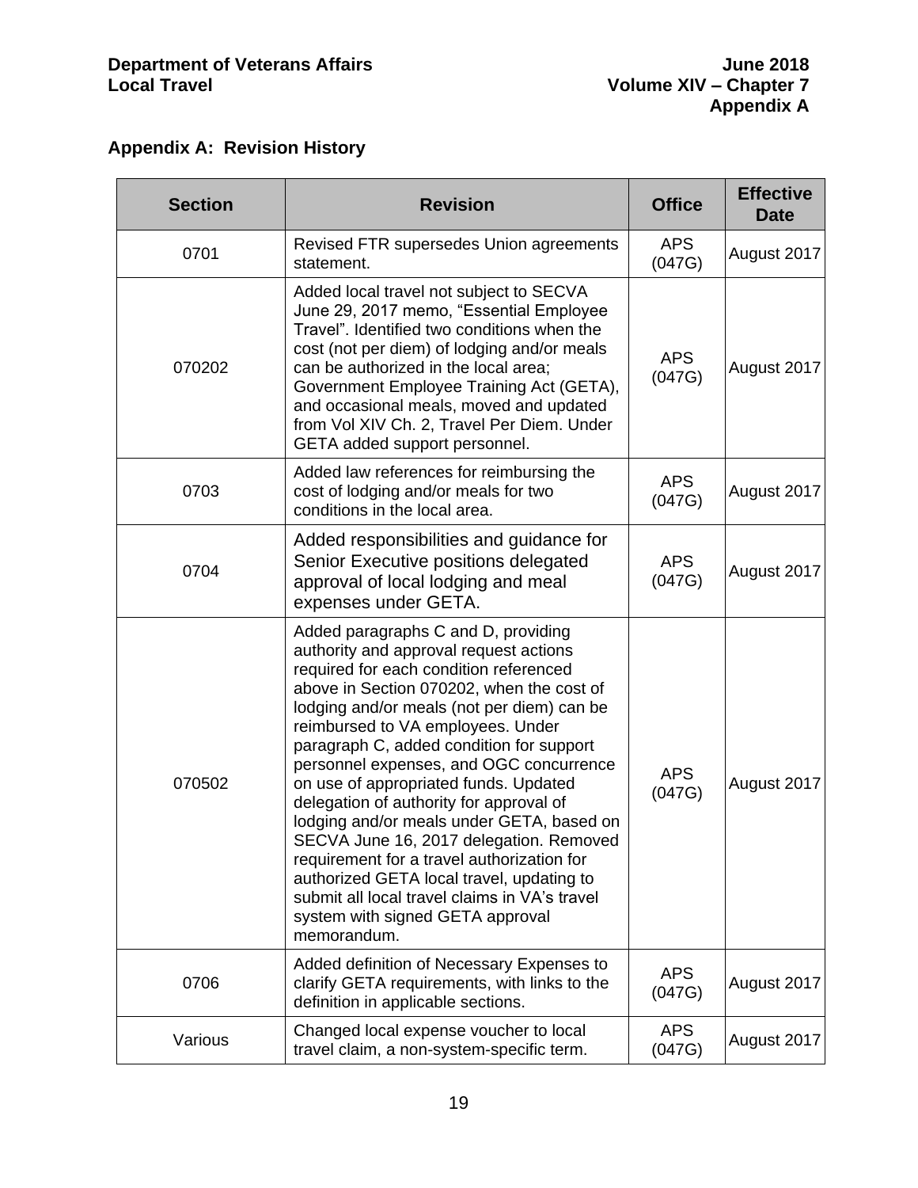## Appendix A: Revision History

| Section | Revision | Office | Effective Date |
|---|---|---|---|
| 0701 | Revised FTR supersedes Union agreements statement. | APS (047G) | August 2017 |
| 070202 | Added local travel not subject to SECVA June 29, 2017 memo, "Essential Employee Travel". Identified two conditions when the cost (not per diem) of lodging and/or meals can be authorized in the local area; Government Employee Training Act (GETA), and occasional meals, moved and updated from Vol XIV Ch. 2, Travel Per Diem. Under GETA added support personnel. | APS (047G) | August 2017 |
| 0703 | Added law references for reimbursing the cost of lodging and/or meals for two conditions in the local area. | APS (047G) | August 2017 |
| 0704 | Added responsibilities and guidance for Senior Executive positions delegated approval of local lodging and meal expenses under GETA. | APS (047G) | August 2017 |
| 070502 | Added paragraphs C and D, providing authority and approval request actions required for each condition referenced above in Section 070202, when the cost of lodging and/or meals (not per diem) can be reimbursed to VA employees. Under paragraph C, added condition for support personnel expenses, and OGC concurrence on use of appropriated funds. Updated delegation of authority for approval of lodging and/or meals under GETA, based on SECVA June 16, 2017 delegation. Removed requirement for a travel authorization for authorized GETA local travel, updating to submit all local travel claims in VA's travel system with signed GETA approval memorandum. | APS (047G) | August 2017 |
| 0706 | Added definition of Necessary Expenses to clarify GETA requirements, with links to the definition in applicable sections. | APS (047G) | August 2017 |
| Various | Changed local expense voucher to local travel claim, a non-system-specific term. | APS (047G) | August 2017 |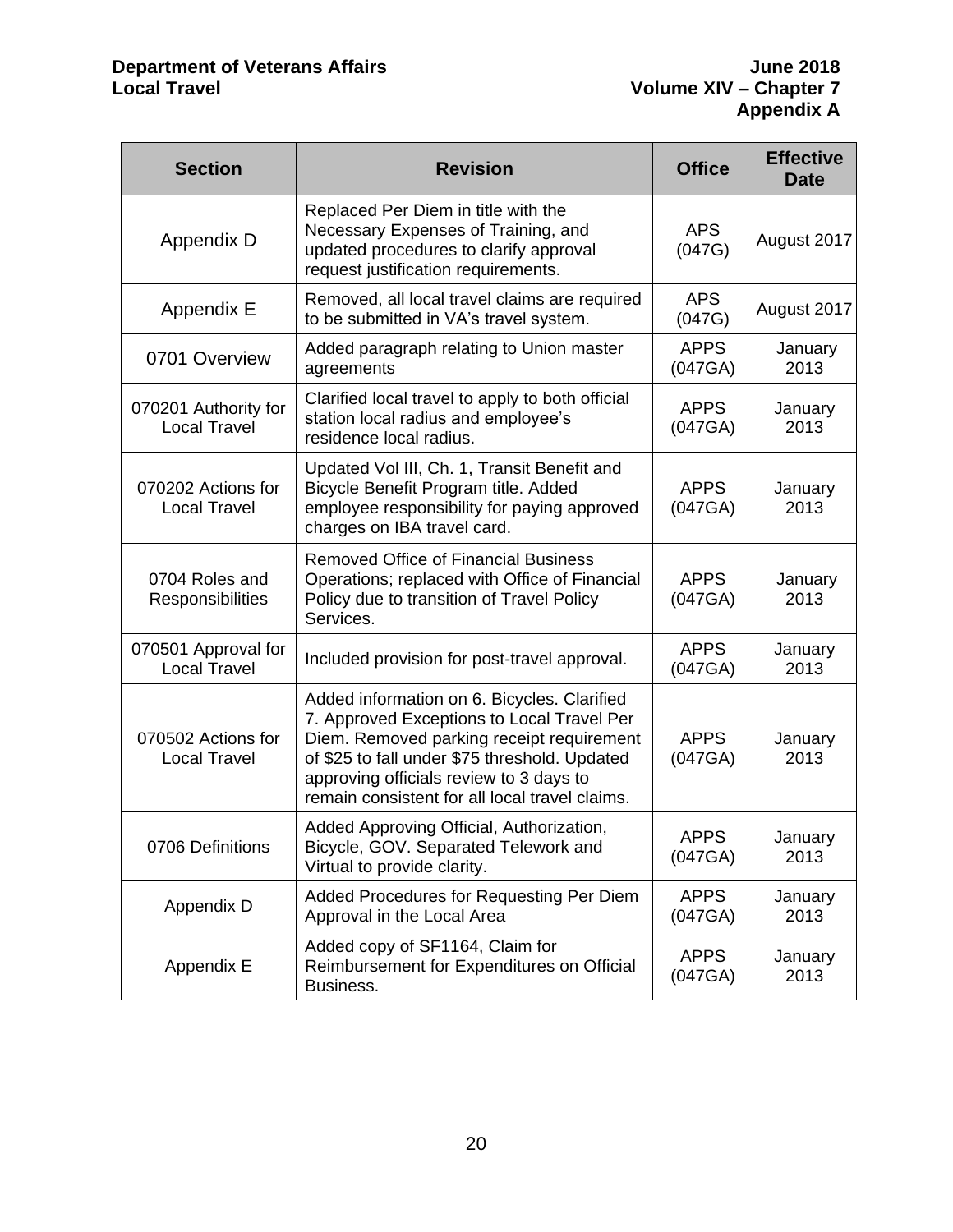| Section | Revision | Office | Effective Date |
|---|---|---|---|
| Appendix D | Replaced Per Diem in title with the Necessary Expenses of Training, and updated procedures to clarify approval request justification requirements. | APS (047G) | August 2017 |
| Appendix E | Removed, all local travel claims are required to be submitted in VA's travel system. | APS (047G) | August 2017 |
| 0701 Overview | Added paragraph relating to Union master agreements | APPS (047GA) | January 2013 |
| 070201 Authority for Local Travel | Clarified local travel to apply to both official station local radius and employee's residence local radius. | APPS (047GA) | January 2013 |
| 070202 Actions for Local Travel | Updated Vol III, Ch. 1, Transit Benefit and Bicycle Benefit Program title. Added employee responsibility for paying approved charges on IBA travel card. | APPS (047GA) | January 2013 |
| 0704 Roles and Responsibilities | Removed Office of Financial Business Operations; replaced with Office of Financial Policy due to transition of Travel Policy Services. | APPS (047GA) | January 2013 |
| 070501 Approval for Local Travel | Included provision for post-travel approval. | APPS (047GA) | January 2013 |
| 070502 Actions for Local Travel | Added information on 6. Bicycles. Clarified 7. Approved Exceptions to Local Travel Per Diem. Removed parking receipt requirement of $25 to fall under $75 threshold. Updated approving officials review to 3 days to remain consistent for all local travel claims. | APPS (047GA) | January 2013 |
| 0706 Definitions | Added Approving Official, Authorization, Bicycle, GOV. Separated Telework and Virtual to provide clarity. | APPS (047GA) | January 2013 |
| Appendix D | Added Procedures for Requesting Per Diem Approval in the Local Area | APPS (047GA) | January 2013 |
| Appendix E | Added copy of SF1164, Claim for Reimbursement for Expenditures on Official Business. | APPS (047GA) | January 2013 |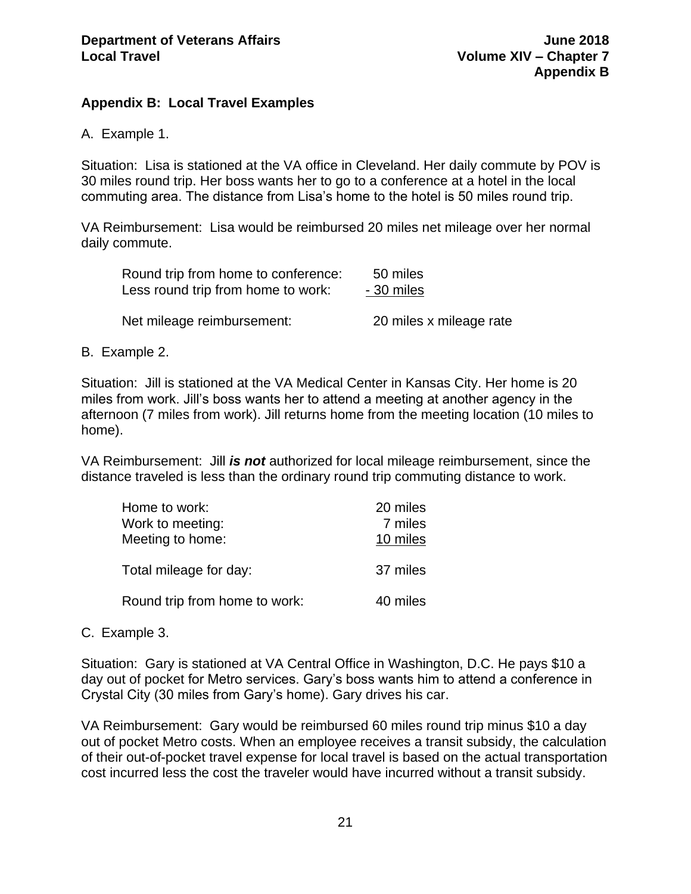## Appendix B: Local Travel Examples

A. Example 1.

Situation: Lisa is stationed at the VA office in Cleveland. Her daily commute by POV is 30 miles round trip. Her boss wants her to go to a conference at a hotel in the local commuting area. The distance from Lisa's home to the hotel is 50 miles round trip.

VA Reimbursement: Lisa would be reimbursed 20 miles net mileage over her normal daily commute.

| | |
|---|---|
| Round trip from home to conference: | 50 miles |
| Less round trip from home to work: | - 30 miles |
| Net mileage reimbursement: | 20 miles x mileage rate |

B. Example 2.

Situation: Jill is stationed at the VA Medical Center in Kansas City. Her home is 20 miles from work. Jill's boss wants her to attend a meeting at another agency in the afternoon (7 miles from work). Jill returns home from the meeting location (10 miles to home).

VA Reimbursement: Jill ***is not*** authorized for local mileage reimbursement, since the distance traveled is less than the ordinary round trip commuting distance to work.

| | |
|---|---|
| Home to work: | 20 miles |
| Work to meeting: | 7 miles |
| Meeting to home: | 10 miles |
| Total mileage for day: | 37 miles |
| Round trip from home to work: | 40 miles |

C. Example 3.

Situation: Gary is stationed at VA Central Office in Washington, D.C. He pays $10 a day out of pocket for Metro services. Gary's boss wants him to attend a conference in Crystal City (30 miles from Gary's home). Gary drives his car.

VA Reimbursement: Gary would be reimbursed 60 miles round trip minus $10 a day out of pocket Metro costs. When an employee receives a transit subsidy, the calculation of their out-of-pocket travel expense for local travel is based on the actual transportation cost incurred less the cost the traveler would have incurred without a transit subsidy.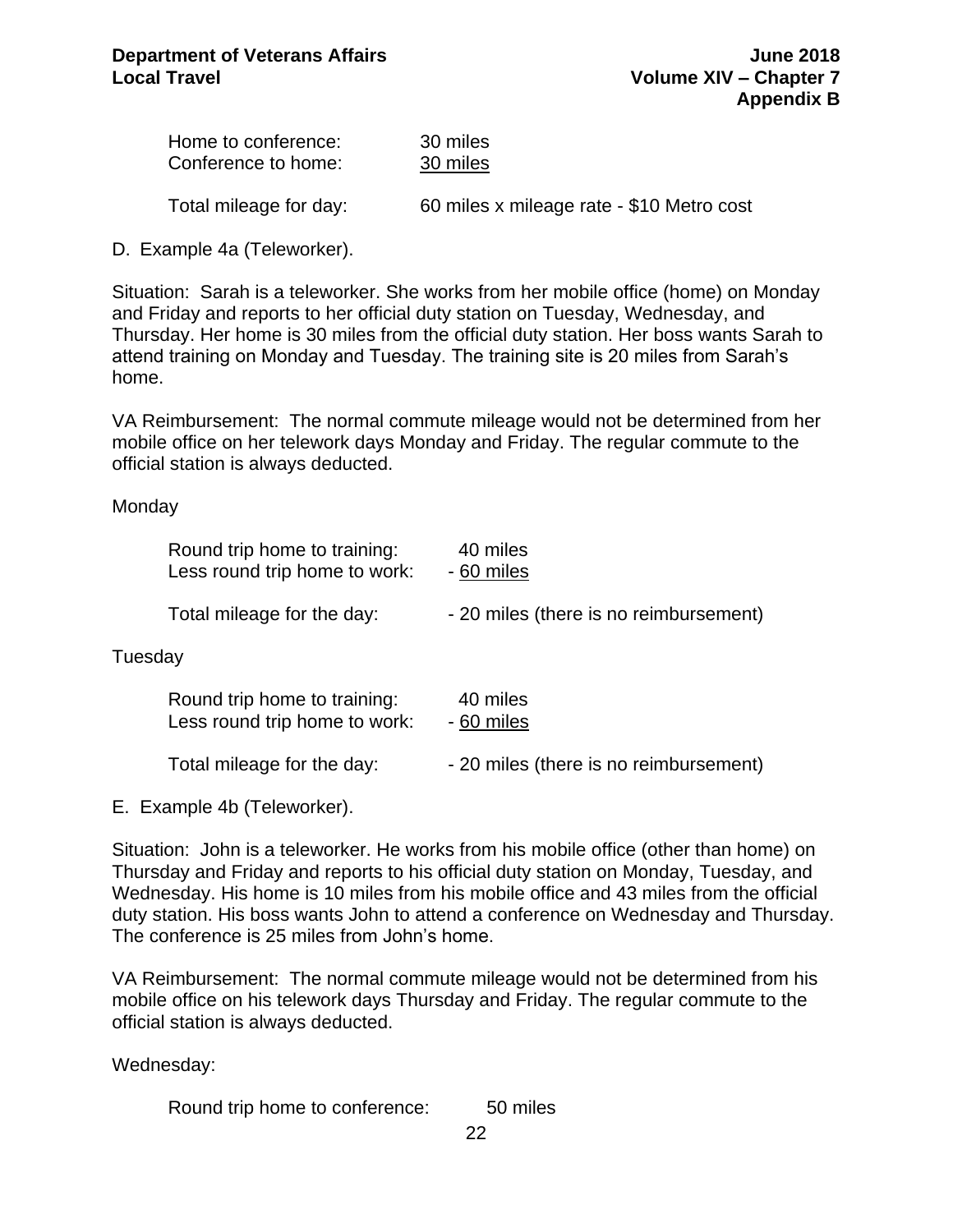| | |
|---|---|
| Home to conference: | 30 miles |
| Conference to home: | 30 miles |
| Total mileage for day: | 60 miles x mileage rate - $10 Metro cost |

D. Example 4a (Teleworker).

Situation: Sarah is a teleworker. She works from her mobile office (home) on Monday and Friday and reports to her official duty station on Tuesday, Wednesday, and Thursday. Her home is 30 miles from the official duty station. Her boss wants Sarah to attend training on Monday and Tuesday. The training site is 20 miles from Sarah's home.

VA Reimbursement: The normal commute mileage would not be determined from her mobile office on her telework days Monday and Friday. The regular commute to the official station is always deducted.

Monday

| | |
|---|---|
| Round trip home to training: | 40 miles |
| Less round trip home to work: | - 60 miles |
| Total mileage for the day: | - 20 miles (there is no reimbursement) |

Tuesday

| | |
|---|---|
| Round trip home to training: | 40 miles |
| Less round trip home to work: | - 60 miles |
| Total mileage for the day: | - 20 miles (there is no reimbursement) |

E. Example 4b (Teleworker).

Situation: John is a teleworker. He works from his mobile office (other than home) on Thursday and Friday and reports to his official duty station on Monday, Tuesday, and Wednesday. His home is 10 miles from his mobile office and 43 miles from the official duty station. His boss wants John to attend a conference on Wednesday and Thursday. The conference is 25 miles from John's home.

VA Reimbursement: The normal commute mileage would not be determined from his mobile office on his telework days Thursday and Friday. The regular commute to the official station is always deducted.

Wednesday:

| | |
|---|---|
| Round trip home to conference: | 50 miles |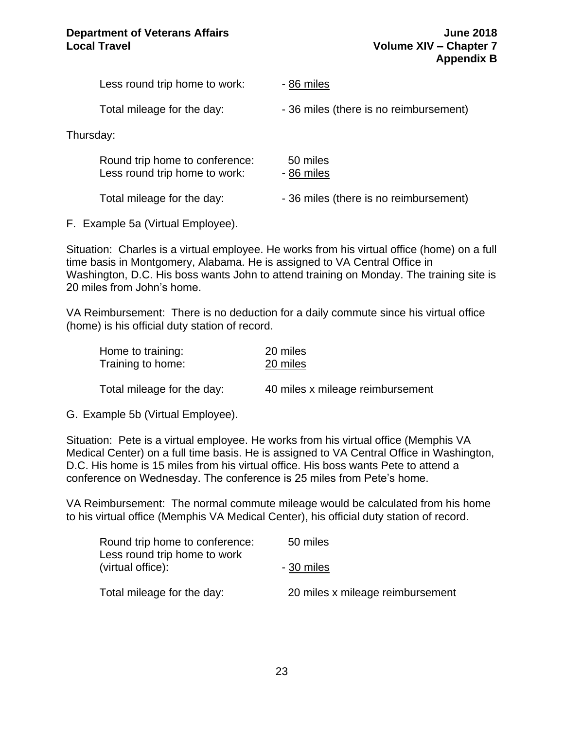| | |
|---|---|
| Less round trip home to work: | - <u>86 miles</u> |
| Total mileage for the day: | - 36 miles (there is no reimbursement) |

Thursday:

| | |
|---|---|
| Round trip home to conference: | 50 miles |
| Less round trip home to work: | - <u>86 miles</u> |
| Total mileage for the day: | - 36 miles (there is no reimbursement) |

F. Example 5a (Virtual Employee).

Situation: Charles is a virtual employee. He works from his virtual office (home) on a full time basis in Montgomery, Alabama. He is assigned to VA Central Office in Washington, D.C. His boss wants John to attend training on Monday. The training site is 20 miles from John's home.

VA Reimbursement: There is no deduction for a daily commute since his virtual office (home) is his official duty station of record.

| | |
|---|---|
| Home to training: | 20 miles |
| Training to home: | <u>20 miles</u> |
| Total mileage for the day: | 40 miles x mileage reimbursement |

G. Example 5b (Virtual Employee).

Situation: Pete is a virtual employee. He works from his virtual office (Memphis VA Medical Center) on a full time basis. He is assigned to VA Central Office in Washington, D.C. His home is 15 miles from his virtual office. His boss wants Pete to attend a conference on Wednesday. The conference is 25 miles from Pete's home.

VA Reimbursement: The normal commute mileage would be calculated from his home to his virtual office (Memphis VA Medical Center), his official duty station of record.

| | |
|---|---|
| Round trip home to conference: | 50 miles |
| Less round trip home to work (virtual office): | - <u>30 miles</u> |
| Total mileage for the day: | 20 miles x mileage reimbursement |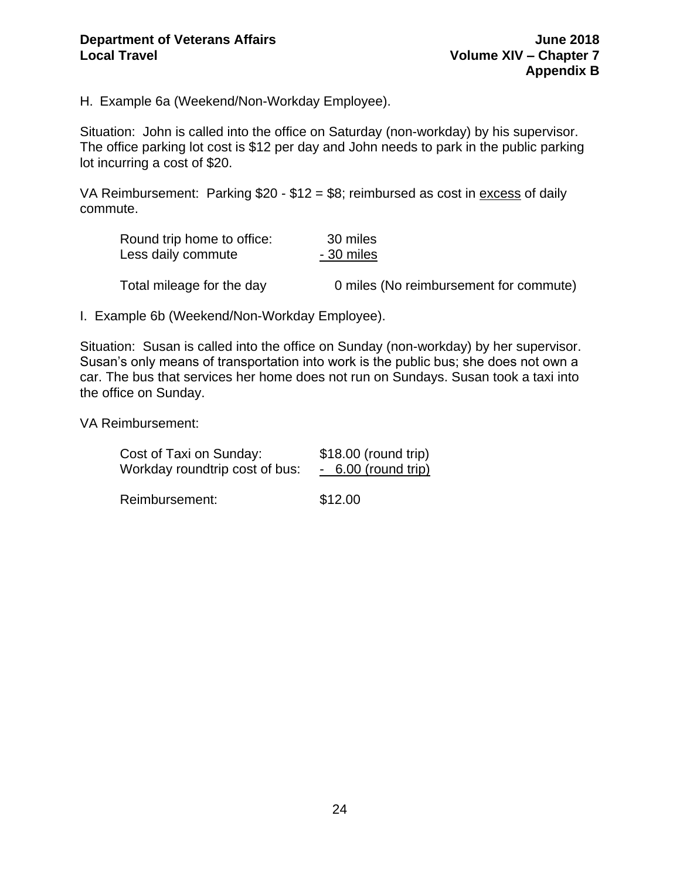H. Example 6a (Weekend/Non-Workday Employee).

Situation: John is called into the office on Saturday (non-workday) by his supervisor. The office parking lot cost is $12 per day and John needs to park in the public parking lot incurring a cost of $20.

VA Reimbursement: Parking $20 - $12 = $8; reimbursed as cost in <u>excess</u> of daily commute.

| | |
|---|---|
| Round trip home to office: | 30 miles |
| Less daily commute | <u>- 30 miles</u> |
| Total mileage for the day | 0 miles (No reimbursement for commute) |

I. Example 6b (Weekend/Non-Workday Employee).

Situation: Susan is called into the office on Sunday (non-workday) by her supervisor. Susan's only means of transportation into work is the public bus; she does not own a car. The bus that services her home does not run on Sundays. Susan took a taxi into the office on Sunday.

VA Reimbursement:

| | |
|---|---|
| Cost of Taxi on Sunday: | $18.00 (round trip) |
| Workday roundtrip cost of bus: | <u>- 6.00 (round trip)</u> |
| Reimbursement: | $12.00 |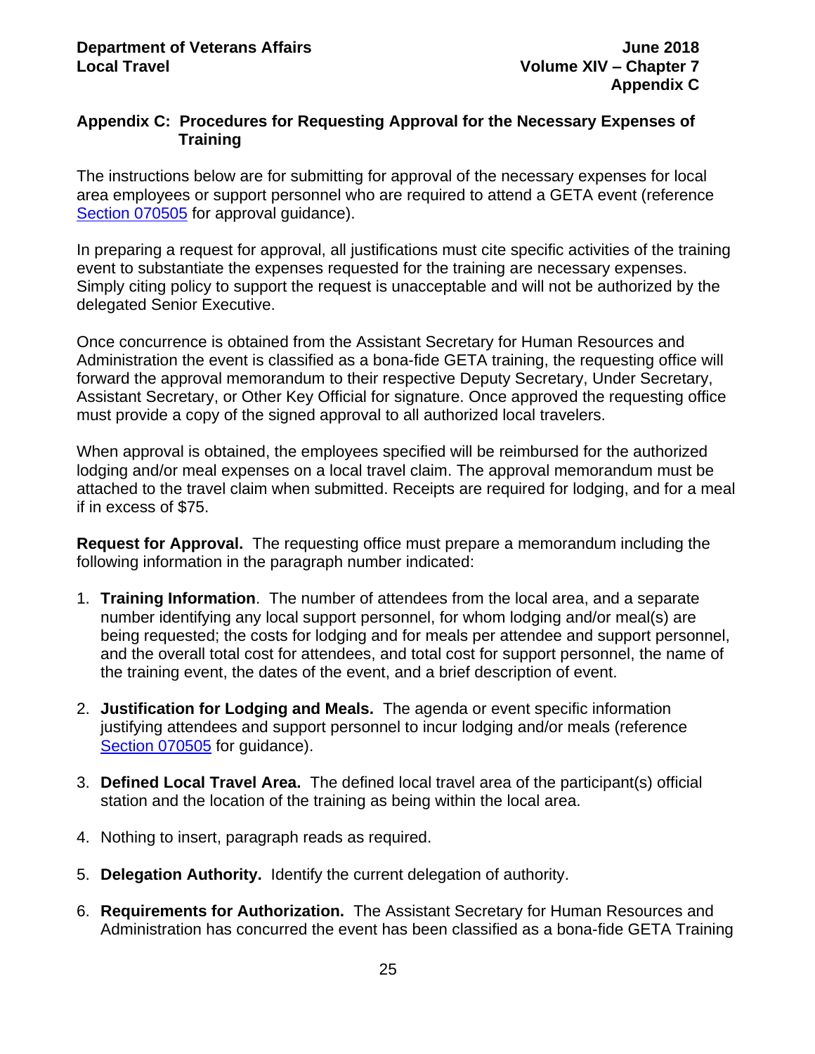## Appendix C: Procedures for Requesting Approval for the Necessary Expenses of Training

The instructions below are for submitting for approval of the necessary expenses for local area employees or support personnel who are required to attend a GETA event (reference Section 070505 for approval guidance).

In preparing a request for approval, all justifications must cite specific activities of the training event to substantiate the expenses requested for the training are necessary expenses. Simply citing policy to support the request is unacceptable and will not be authorized by the delegated Senior Executive.

Once concurrence is obtained from the Assistant Secretary for Human Resources and Administration the event is classified as a bona-fide GETA training, the requesting office will forward the approval memorandum to their respective Deputy Secretary, Under Secretary, Assistant Secretary, or Other Key Official for signature. Once approved the requesting office must provide a copy of the signed approval to all authorized local travelers.

When approval is obtained, the employees specified will be reimbursed for the authorized lodging and/or meal expenses on a local travel claim. The approval memorandum must be attached to the travel claim when submitted. Receipts are required for lodging, and for a meal if in excess of $75.

**Request for Approval.** The requesting office must prepare a memorandum including the following information in the paragraph number indicated:

1. **Training Information**. The number of attendees from the local area, and a separate number identifying any local support personnel, for whom lodging and/or meal(s) are being requested; the costs for lodging and for meals per attendee and support personnel, and the overall total cost for attendees, and total cost for support personnel, the name of the training event, the dates of the event, and a brief description of event.

2. **Justification for Lodging and Meals.** The agenda or event specific information justifying attendees and support personnel to incur lodging and/or meals (reference Section 070505 for guidance).

3. **Defined Local Travel Area.** The defined local travel area of the participant(s) official station and the location of the training as being within the local area.

4. Nothing to insert, paragraph reads as required.

5. **Delegation Authority.** Identify the current delegation of authority.

6. **Requirements for Authorization.** The Assistant Secretary for Human Resources and Administration has concurred the event has been classified as a bona-fide GETA Training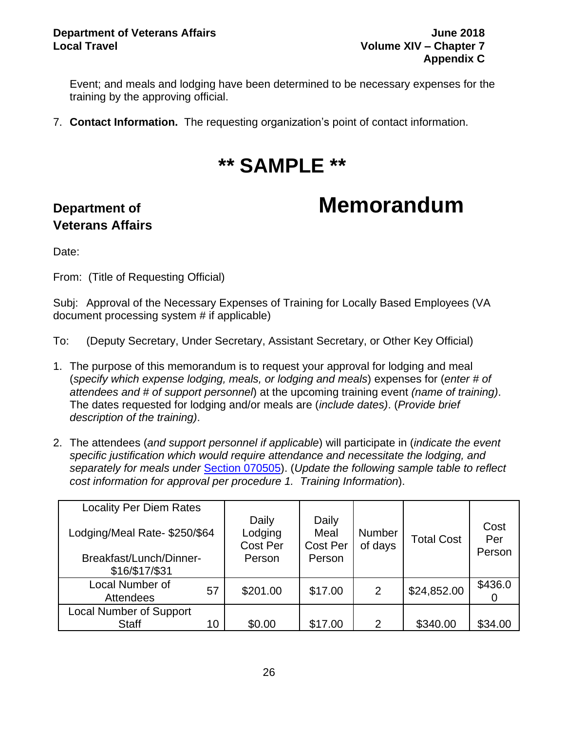Event; and meals and lodging have been determined to be necessary expenses for the training by the approving official.

7. **Contact Information.** The requesting organization's point of contact information.

# ** SAMPLE **

**Department of Veterans Affairs**

# Memorandum

Date:

From: (Title of Requesting Official)

Subj: Approval of the Necessary Expenses of Training for Locally Based Employees (VA document processing system # if applicable)

To: (Deputy Secretary, Under Secretary, Assistant Secretary, or Other Key Official)

1. The purpose of this memorandum is to request your approval for lodging and meal (*specify which expense lodging, meals, or lodging and meals*) expenses for (*enter # of attendees and # of support personnel*) at the upcoming training event *(name of training)*. The dates requested for lodging and/or meals are (*include dates)*. (*Provide brief description of the training)*.

2. The attendees (*and support personnel if applicable*) will participate in (*indicate the event specific justification which would require attendance and necessitate the lodging, and separately for meals under* Section 070505). (*Update the following sample table to reflect cost information for approval per procedure 1. Training Information*).

| Locality Per Diem Rates<br><br>Lodging/Meal Rate- $250/$64<br><br>Breakfast/Lunch/Dinner-$16/$17/$31 | | Daily Lodging Cost Per Person | Daily Meal Cost Per Person | Number of days | Total Cost | Cost Per Person |
|---|---|---|---|---|---|---|
| Local Number of Attendees | 57 | $201.00 | $17.00 | 2 | $24,852.00 | $436.00 |
| Local Number of Support Staff | 10 | $0.00 | $17.00 | 2 | $340.00 | $34.00 |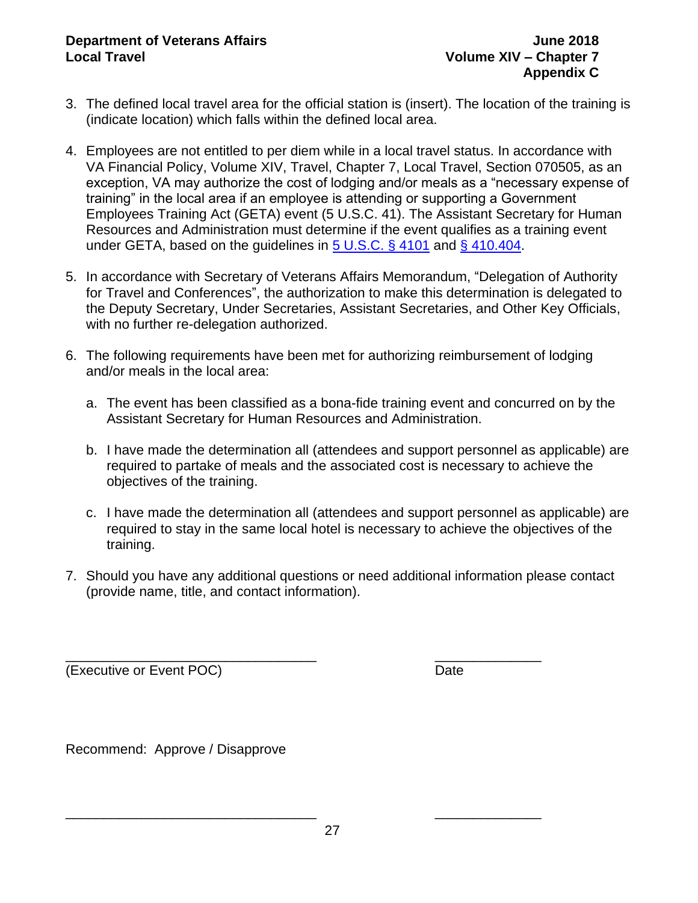3. The defined local travel area for the official station is (insert). The location of the training is (indicate location) which falls within the defined local area.

4. Employees are not entitled to per diem while in a local travel status. In accordance with VA Financial Policy, Volume XIV, Travel, Chapter 7, Local Travel, Section 070505, as an exception, VA may authorize the cost of lodging and/or meals as a "necessary expense of training" in the local area if an employee is attending or supporting a Government Employees Training Act (GETA) event (5 U.S.C. 41). The Assistant Secretary for Human Resources and Administration must determine if the event qualifies as a training event under GETA, based on the guidelines in 5 U.S.C. § 4101 and § 410.404.

5. In accordance with Secretary of Veterans Affairs Memorandum, "Delegation of Authority for Travel and Conferences", the authorization to make this determination is delegated to the Deputy Secretary, Under Secretaries, Assistant Secretaries, and Other Key Officials, with no further re-delegation authorized.

6. The following requirements have been met for authorizing reimbursement of lodging and/or meals in the local area:

   a. The event has been classified as a bona-fide training event and concurred on by the Assistant Secretary for Human Resources and Administration.

   b. I have made the determination all (attendees and support personnel as applicable) are required to partake of meals and the associated cost is necessary to achieve the objectives of the training.

   c. I have made the determination all (attendees and support personnel as applicable) are required to stay in the same local hotel is necessary to achieve the objectives of the training.

7. Should you have any additional questions or need additional information please contact (provide name, title, and contact information).

_________________________________ ______________
(Executive or Event POC) Date

Recommend: Approve / Disapprove

_________________________________ ______________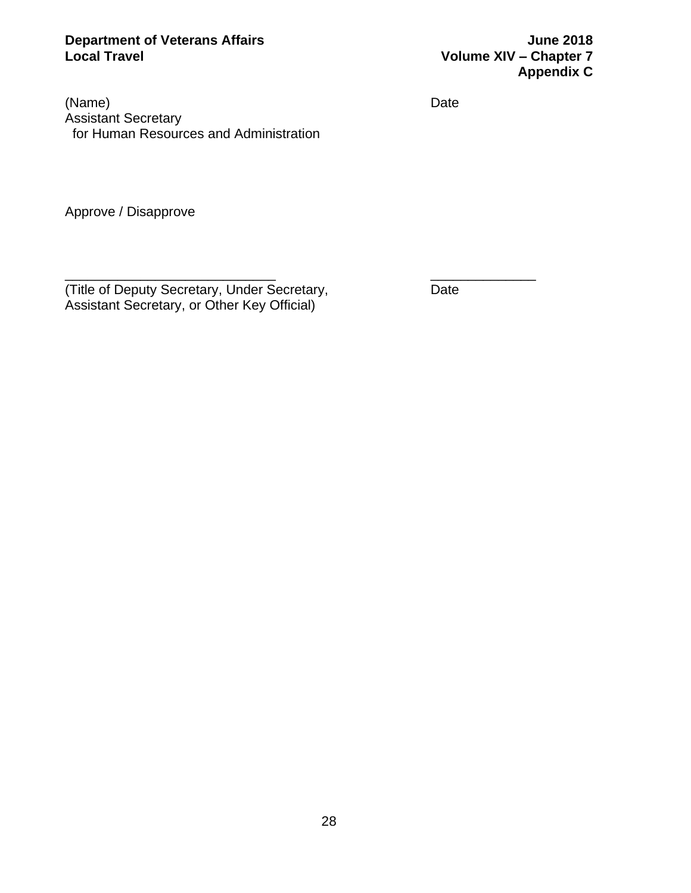(Name) Date
Assistant Secretary
for Human Resources and Administration

Approve / Disapprove

____________________________ ______________
(Title of Deputy Secretary, Under Secretary, Date
Assistant Secretary, or Other Key Official)